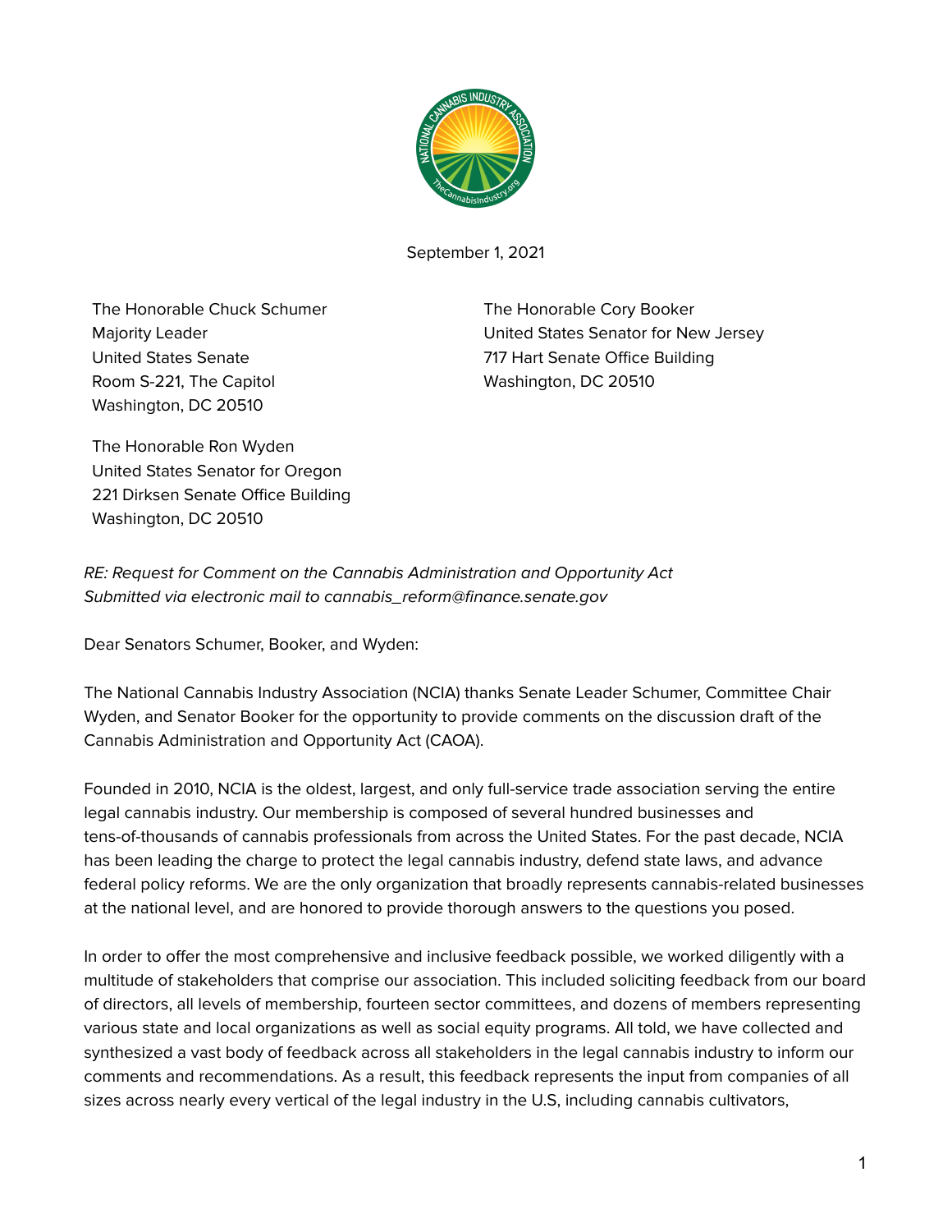September 1, 2021

The Honorable Chuck Schumer
Majority Leader
United States Senate
Room S-221, The Capitol
Washington, DC 20510

The Honorable Cory Booker
United States Senator for New Jersey
717 Hart Senate Office Building
Washington, DC 20510

The Honorable Ron Wyden
United States Senator for Oregon
221 Dirksen Senate Office Building
Washington, DC 20510

*RE: Request for Comment on the Cannabis Administration and Opportunity Act*
*Submitted via electronic mail to cannabis_reform@finance.senate.gov*

Dear Senators Schumer, Booker, and Wyden:

The National Cannabis Industry Association (NCIA) thanks Senate Leader Schumer, Committee Chair Wyden, and Senator Booker for the opportunity to provide comments on the discussion draft of the Cannabis Administration and Opportunity Act (CAOA).

Founded in 2010, NCIA is the oldest, largest, and only full-service trade association serving the entire legal cannabis industry. Our membership is composed of several hundred businesses and tens-of-thousands of cannabis professionals from across the United States. For the past decade, NCIA has been leading the charge to protect the legal cannabis industry, defend state laws, and advance federal policy reforms. We are the only organization that broadly represents cannabis-related businesses at the national level, and are honored to provide thorough answers to the questions you posed.

In order to offer the most comprehensive and inclusive feedback possible, we worked diligently with a multitude of stakeholders that comprise our association. This included soliciting feedback from our board of directors, all levels of membership, fourteen sector committees, and dozens of members representing various state and local organizations as well as social equity programs. All told, we have collected and synthesized a vast body of feedback across all stakeholders in the legal cannabis industry to inform our comments and recommendations. As a result, this feedback represents the input from companies of all sizes across nearly every vertical of the legal industry in the U.S, including cannabis cultivators,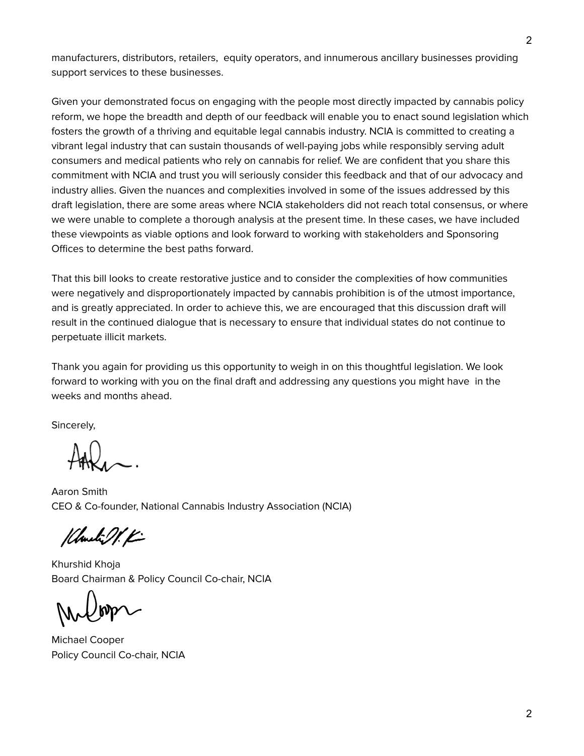manufacturers, distributors, retailers, equity operators, and innumerous ancillary businesses providing support services to these businesses.

Given your demonstrated focus on engaging with the people most directly impacted by cannabis policy reform, we hope the breadth and depth of our feedback will enable you to enact sound legislation which fosters the growth of a thriving and equitable legal cannabis industry. NCIA is committed to creating a vibrant legal industry that can sustain thousands of well-paying jobs while responsibly serving adult consumers and medical patients who rely on cannabis for relief. We are confident that you share this commitment with NCIA and trust you will seriously consider this feedback and that of our advocacy and industry allies. Given the nuances and complexities involved in some of the issues addressed by this draft legislation, there are some areas where NCIA stakeholders did not reach total consensus, or where we were unable to complete a thorough analysis at the present time. In these cases, we have included these viewpoints as viable options and look forward to working with stakeholders and Sponsoring Offices to determine the best paths forward.

That this bill looks to create restorative justice and to consider the complexities of how communities were negatively and disproportionately impacted by cannabis prohibition is of the utmost importance, and is greatly appreciated. In order to achieve this, we are encouraged that this discussion draft will result in the continued dialogue that is necessary to ensure that individual states do not continue to perpetuate illicit markets.

Thank you again for providing us this opportunity to weigh in on this thoughtful legislation. We look forward to working with you on the final draft and addressing any questions you might have in the weeks and months ahead.

Sincerely,

Aaron Smith
CEO & Co-founder, National Cannabis Industry Association (NCIA)

Khurshid Khoja
Board Chairman & Policy Council Co-chair, NCIA

Michael Cooper
Policy Council Co-chair, NCIA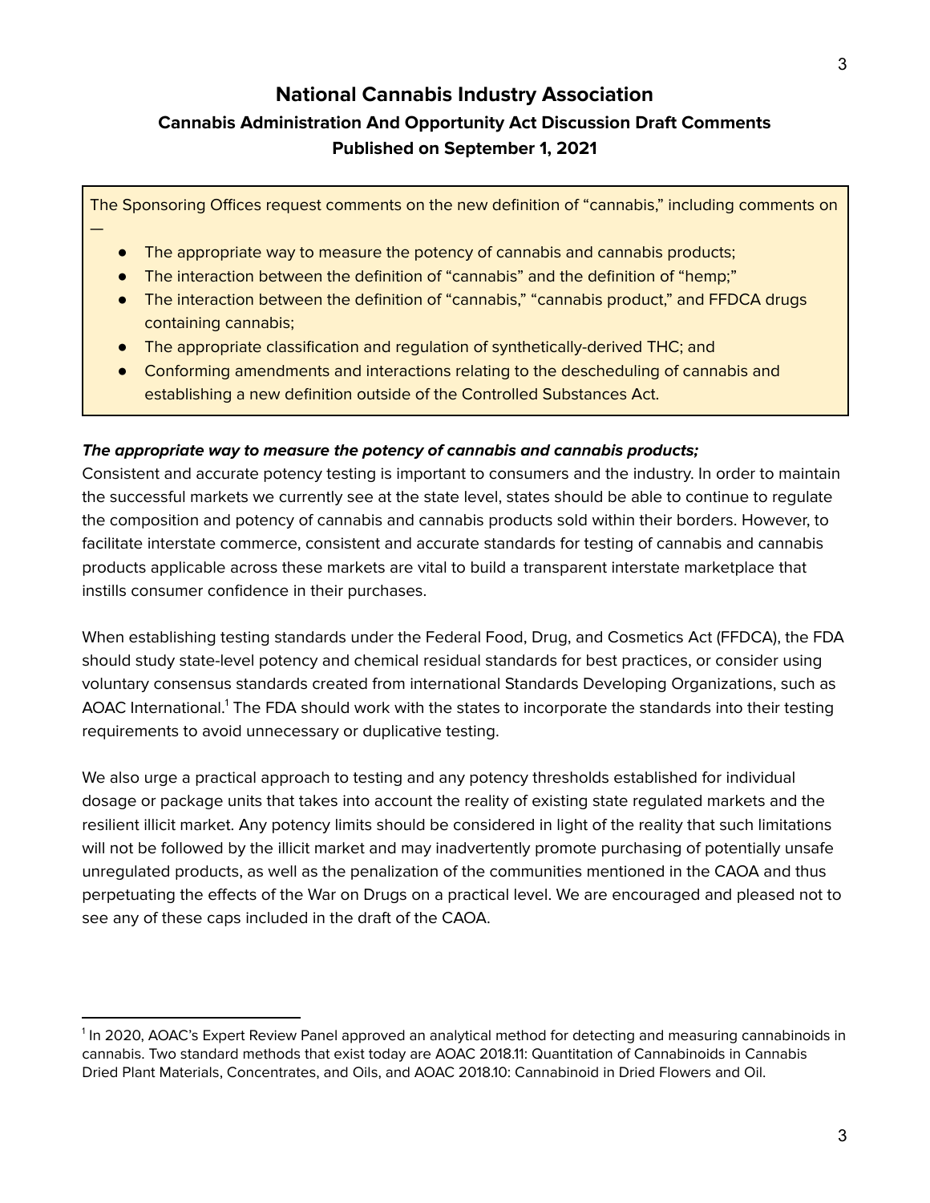## National Cannabis Industry Association

### Cannabis Administration And Opportunity Act Discussion Draft Comments

### Published on September 1, 2021

> The Sponsoring Offices request comments on the new definition of "cannabis," including comments on —
>
> - The appropriate way to measure the potency of cannabis and cannabis products;
> - The interaction between the definition of "cannabis" and the definition of "hemp;"
> - The interaction between the definition of "cannabis," "cannabis product," and FFDCA drugs containing cannabis;
> - The appropriate classification and regulation of synthetically-derived THC; and
> - Conforming amendments and interactions relating to the descheduling of cannabis and establishing a new definition outside of the Controlled Substances Act.

***The appropriate way to measure the potency of cannabis and cannabis products;***

Consistent and accurate potency testing is important to consumers and the industry. In order to maintain the successful markets we currently see at the state level, states should be able to continue to regulate the composition and potency of cannabis and cannabis products sold within their borders. However, to facilitate interstate commerce, consistent and accurate standards for testing of cannabis and cannabis products applicable across these markets are vital to build a transparent interstate marketplace that instills consumer confidence in their purchases.

When establishing testing standards under the Federal Food, Drug, and Cosmetics Act (FFDCA), the FDA should study state-level potency and chemical residual standards for best practices, or consider using voluntary consensus standards created from international Standards Developing Organizations, such as AOAC International.[1] The FDA should work with the states to incorporate the standards into their testing requirements to avoid unnecessary or duplicative testing.

We also urge a practical approach to testing and any potency thresholds established for individual dosage or package units that takes into account the reality of existing state regulated markets and the resilient illicit market. Any potency limits should be considered in light of the reality that such limitations will not be followed by the illicit market and may inadvertently promote purchasing of potentially unsafe unregulated products, as well as the penalization of the communities mentioned in the CAOA and thus perpetuating the effects of the War on Drugs on a practical level. We are encouraged and pleased not to see any of these caps included in the draft of the CAOA.

---

[1] In 2020, AOAC's Expert Review Panel approved an analytical method for detecting and measuring cannabinoids in cannabis. Two standard methods that exist today are AOAC 2018.11: Quantitation of Cannabinoids in Cannabis Dried Plant Materials, Concentrates, and Oils, and AOAC 2018.10: Cannabinoid in Dried Flowers and Oil.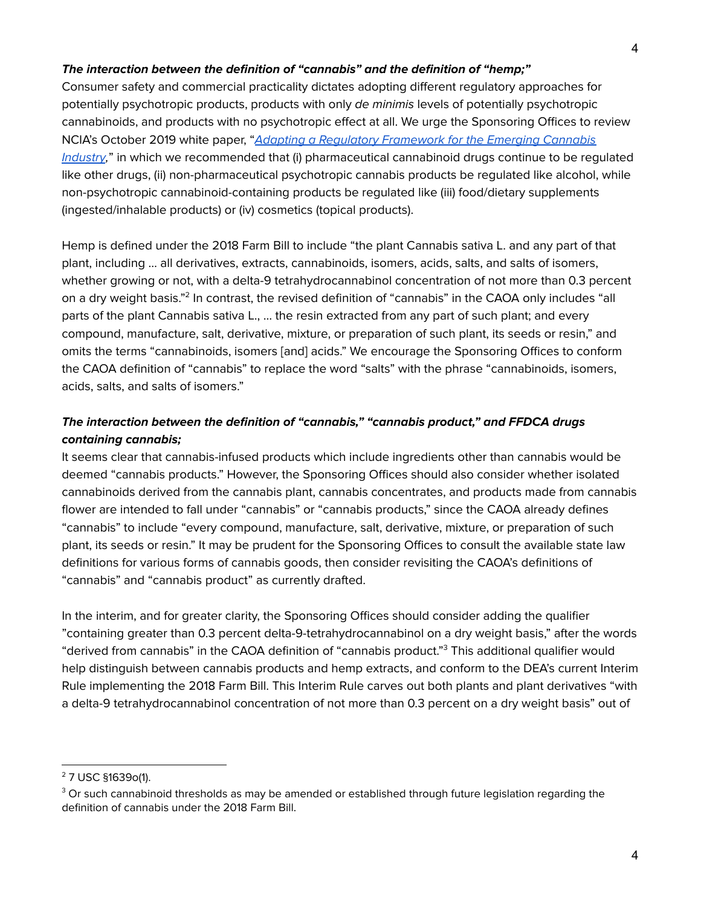***The interaction between the definition of "cannabis" and the definition of "hemp;"***

Consumer safety and commercial practicality dictates adopting different regulatory approaches for potentially psychotropic products, products with only *de minimis* levels of potentially psychotropic cannabinoids, and products with no psychotropic effect at all. We urge the Sponsoring Offices to review NCIA's October 2019 white paper, "*Adapting a Regulatory Framework for the Emerging Cannabis Industry*," in which we recommended that (i) pharmaceutical cannabinoid drugs continue to be regulated like other drugs, (ii) non-pharmaceutical psychotropic cannabis products be regulated like alcohol, while non-psychotropic cannabinoid-containing products be regulated like (iii) food/dietary supplements (ingested/inhalable products) or (iv) cosmetics (topical products).

Hemp is defined under the 2018 Farm Bill to include "the plant Cannabis sativa L. and any part of that plant, including … all derivatives, extracts, cannabinoids, isomers, acids, salts, and salts of isomers, whether growing or not, with a delta-9 tetrahydrocannabinol concentration of not more than 0.3 percent on a dry weight basis."[2] In contrast, the revised definition of "cannabis" in the CAOA only includes "all parts of the plant Cannabis sativa L., … the resin extracted from any part of such plant; and every compound, manufacture, salt, derivative, mixture, or preparation of such plant, its seeds or resin," and omits the terms "cannabinoids, isomers [and] acids." We encourage the Sponsoring Offices to conform the CAOA definition of "cannabis" to replace the word "salts" with the phrase "cannabinoids, isomers, acids, salts, and salts of isomers."

***The interaction between the definition of "cannabis," "cannabis product," and FFDCA drugs containing cannabis;***

It seems clear that cannabis-infused products which include ingredients other than cannabis would be deemed "cannabis products." However, the Sponsoring Offices should also consider whether isolated cannabinoids derived from the cannabis plant, cannabis concentrates, and products made from cannabis flower are intended to fall under "cannabis" or "cannabis products," since the CAOA already defines "cannabis" to include "every compound, manufacture, salt, derivative, mixture, or preparation of such plant, its seeds or resin." It may be prudent for the Sponsoring Offices to consult the available state law definitions for various forms of cannabis goods, then consider revisiting the CAOA's definitions of "cannabis" and "cannabis product" as currently drafted.

In the interim, and for greater clarity, the Sponsoring Offices should consider adding the qualifier "containing greater than 0.3 percent delta-9-tetrahydrocannabinol on a dry weight basis," after the words "derived from cannabis" in the CAOA definition of "cannabis product."[3] This additional qualifier would help distinguish between cannabis products and hemp extracts, and conform to the DEA's current Interim Rule implementing the 2018 Farm Bill. This Interim Rule carves out both plants and plant derivatives "with a delta-9 tetrahydrocannabinol concentration of not more than 0.3 percent on a dry weight basis" out of

---

[2] 7 USC §1639o(1).

[3] Or such cannabinoid thresholds as may be amended or established through future legislation regarding the definition of cannabis under the 2018 Farm Bill.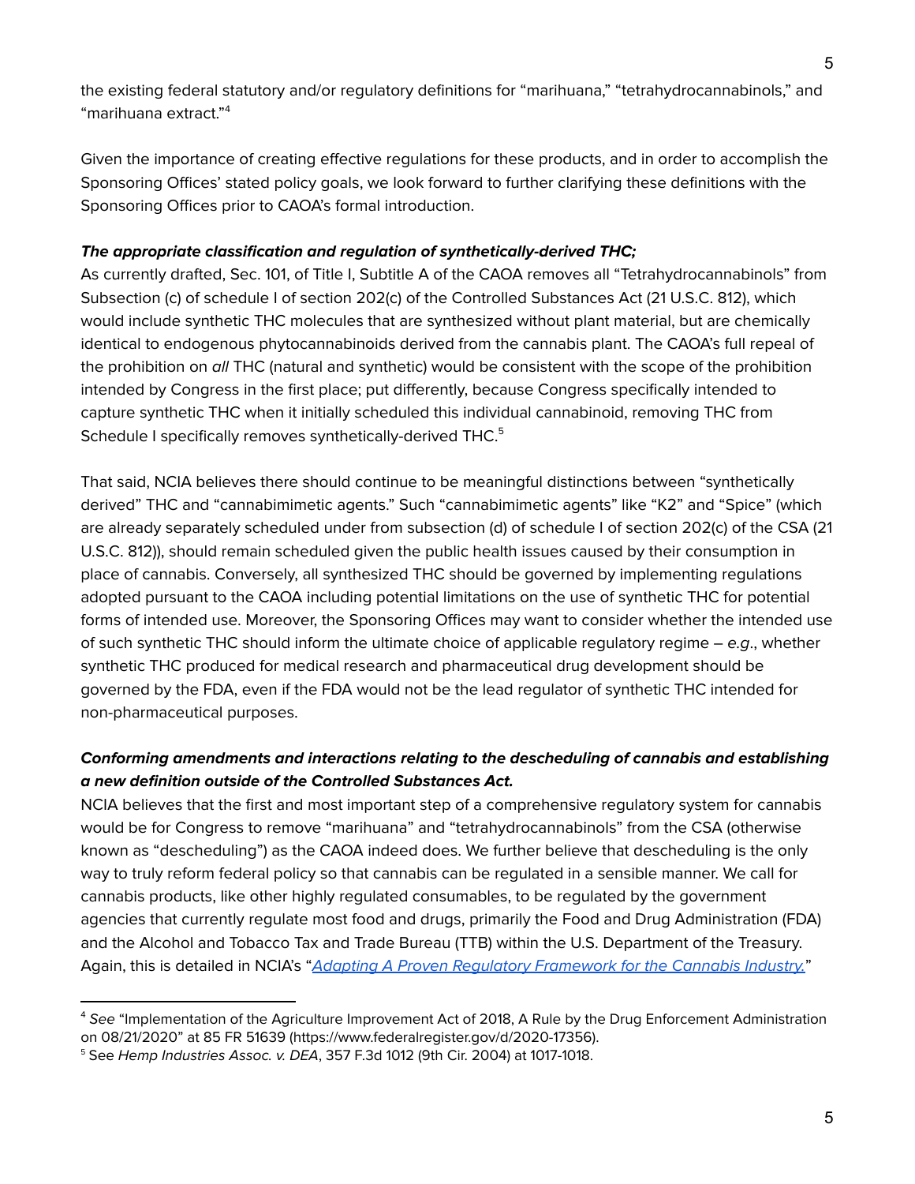the existing federal statutory and/or regulatory definitions for "marihuana," "tetrahydrocannabinols," and "marihuana extract."[4]

Given the importance of creating effective regulations for these products, and in order to accomplish the Sponsoring Offices' stated policy goals, we look forward to further clarifying these definitions with the Sponsoring Offices prior to CAOA's formal introduction.

***The appropriate classification and regulation of synthetically-derived THC;***

As currently drafted, Sec. 101, of Title I, Subtitle A of the CAOA removes all "Tetrahydrocannabinols" from Subsection (c) of schedule I of section 202(c) of the Controlled Substances Act (21 U.S.C. 812), which would include synthetic THC molecules that are synthesized without plant material, but are chemically identical to endogenous phytocannabinoids derived from the cannabis plant. The CAOA's full repeal of the prohibition on *all* THC (natural and synthetic) would be consistent with the scope of the prohibition intended by Congress in the first place; put differently, because Congress specifically intended to capture synthetic THC when it initially scheduled this individual cannabinoid, removing THC from Schedule I specifically removes synthetically-derived THC.[5]

That said, NCIA believes there should continue to be meaningful distinctions between "synthetically derived" THC and "cannabimimetic agents." Such "cannabimimetic agents" like "K2" and "Spice" (which are already separately scheduled under from subsection (d) of schedule I of section 202(c) of the CSA (21 U.S.C. 812)), should remain scheduled given the public health issues caused by their consumption in place of cannabis. Conversely, all synthesized THC should be governed by implementing regulations adopted pursuant to the CAOA including potential limitations on the use of synthetic THC for potential forms of intended use. Moreover, the Sponsoring Offices may want to consider whether the intended use of such synthetic THC should inform the ultimate choice of applicable regulatory regime – *e.g.*, whether synthetic THC produced for medical research and pharmaceutical drug development should be governed by the FDA, even if the FDA would not be the lead regulator of synthetic THC intended for non-pharmaceutical purposes.

***Conforming amendments and interactions relating to the descheduling of cannabis and establishing a new definition outside of the Controlled Substances Act.***

NCIA believes that the first and most important step of a comprehensive regulatory system for cannabis would be for Congress to remove "marihuana" and "tetrahydrocannabinols" from the CSA (otherwise known as "descheduling") as the CAOA indeed does. We further believe that descheduling is the only way to truly reform federal policy so that cannabis can be regulated in a sensible manner. We call for cannabis products, like other highly regulated consumables, to be regulated by the government agencies that currently regulate most food and drugs, primarily the Food and Drug Administration (FDA) and the Alcohol and Tobacco Tax and Trade Bureau (TTB) within the U.S. Department of the Treasury. Again, this is detailed in NCIA's "*Adapting A Proven Regulatory Framework for the Cannabis Industry.*"

---

[4] *See* "Implementation of the Agriculture Improvement Act of 2018, A Rule by the Drug Enforcement Administration on 08/21/2020" at 85 FR 51639 (https://www.federalregister.gov/d/2020-17356).

[5] See *Hemp Industries Assoc. v. DEA*, 357 F.3d 1012 (9th Cir. 2004) at 1017-1018.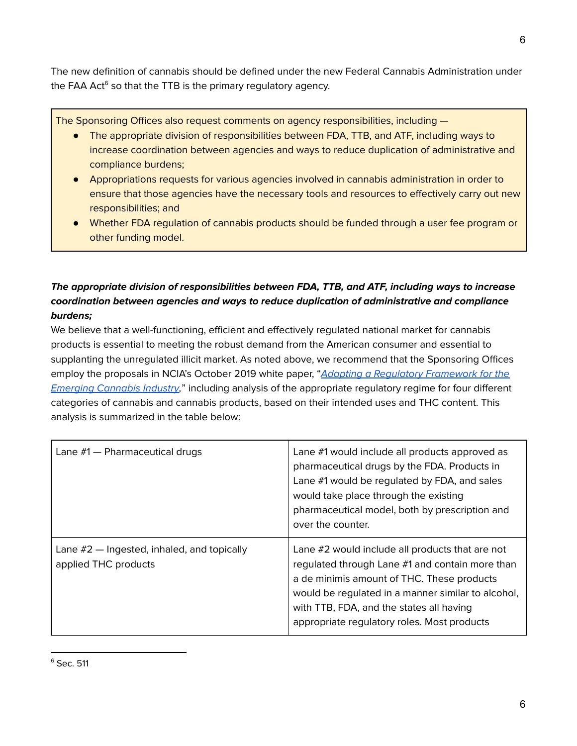The new definition of cannabis should be defined under the new Federal Cannabis Administration under the FAA Act[6] so that the TTB is the primary regulatory agency.

> The Sponsoring Offices also request comments on agency responsibilities, including —
>
> - The appropriate division of responsibilities between FDA, TTB, and ATF, including ways to increase coordination between agencies and ways to reduce duplication of administrative and compliance burdens;
> - Appropriations requests for various agencies involved in cannabis administration in order to ensure that those agencies have the necessary tools and resources to effectively carry out new responsibilities; and
> - Whether FDA regulation of cannabis products should be funded through a user fee program or other funding model.

***The appropriate division of responsibilities between FDA, TTB, and ATF, including ways to increase coordination between agencies and ways to reduce duplication of administrative and compliance burdens;***

We believe that a well-functioning, efficient and effectively regulated national market for cannabis products is essential to meeting the robust demand from the American consumer and essential to supplanting the unregulated illicit market. As noted above, we recommend that the Sponsoring Offices employ the proposals in NCIA's October 2019 white paper, "*Adapting a Regulatory Framework for the Emerging Cannabis Industry*," including analysis of the appropriate regulatory regime for four different categories of cannabis and cannabis products, based on their intended uses and THC content. This analysis is summarized in the table below:

| | |
|---|---|
| Lane #1 — Pharmaceutical drugs | Lane #1 would include all products approved as pharmaceutical drugs by the FDA. Products in Lane #1 would be regulated by FDA, and sales would take place through the existing pharmaceutical model, both by prescription and over the counter. |
| Lane #2 — Ingested, inhaled, and topically applied THC products | Lane #2 would include all products that are not regulated through Lane #1 and contain more than a de minimis amount of THC. These products would be regulated in a manner similar to alcohol, with TTB, FDA, and the states all having appropriate regulatory roles. Most products |

[6] Sec. 511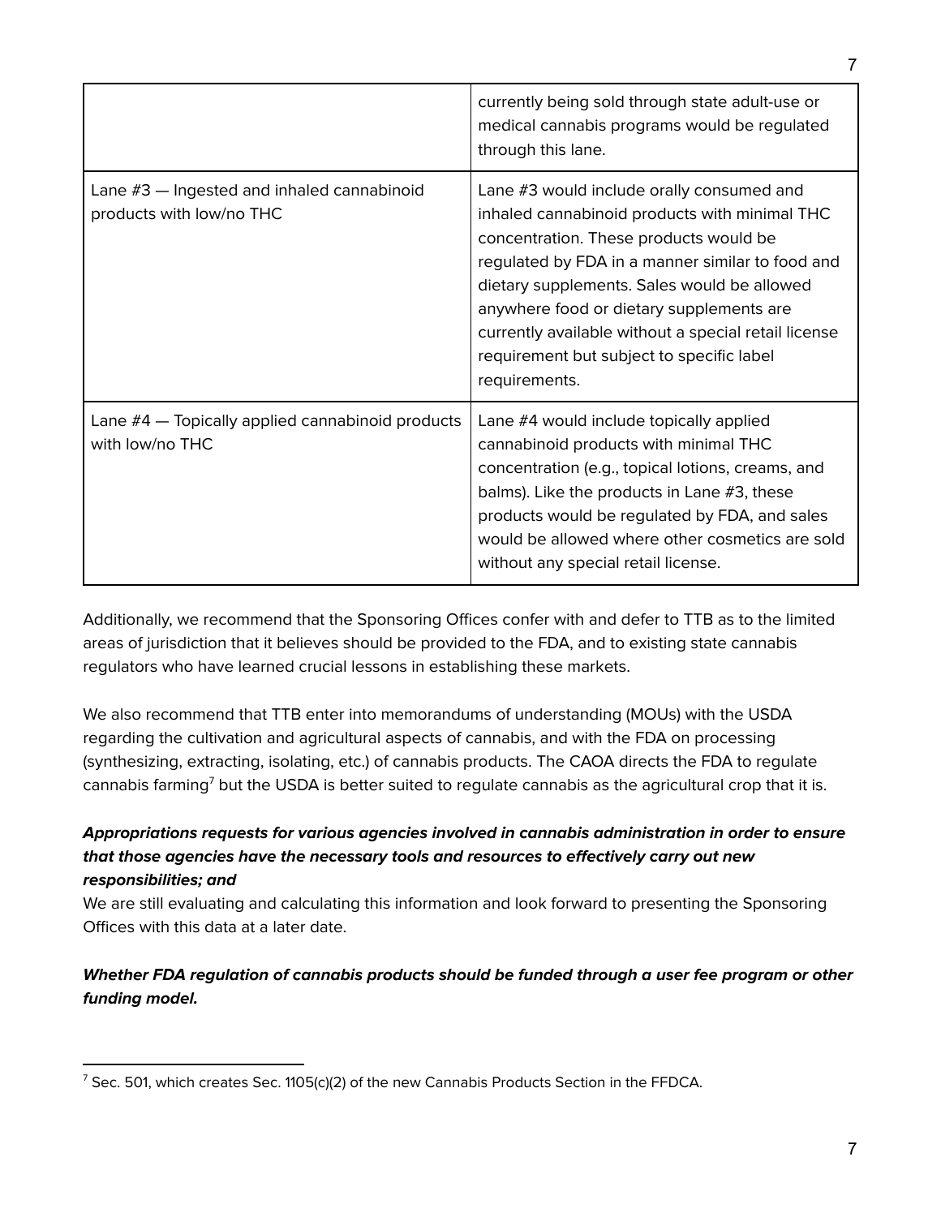| | |
|---|---|
| | currently being sold through state adult-use or medical cannabis programs would be regulated through this lane. |
| Lane #3 — Ingested and inhaled cannabinoid products with low/no THC | Lane #3 would include orally consumed and inhaled cannabinoid products with minimal THC concentration. These products would be regulated by FDA in a manner similar to food and dietary supplements. Sales would be allowed anywhere food or dietary supplements are currently available without a special retail license requirement but subject to specific label requirements. |
| Lane #4 — Topically applied cannabinoid products with low/no THC | Lane #4 would include topically applied cannabinoid products with minimal THC concentration (e.g., topical lotions, creams, and balms). Like the products in Lane #3, these products would be regulated by FDA, and sales would be allowed where other cosmetics are sold without any special retail license. |

Additionally, we recommend that the Sponsoring Offices confer with and defer to TTB as to the limited areas of jurisdiction that it believes should be provided to the FDA, and to existing state cannabis regulators who have learned crucial lessons in establishing these markets.

We also recommend that TTB enter into memorandums of understanding (MOUs) with the USDA regarding the cultivation and agricultural aspects of cannabis, and with the FDA on processing (synthesizing, extracting, isolating, etc.) of cannabis products. The CAOA directs the FDA to regulate cannabis farming[7] but the USDA is better suited to regulate cannabis as the agricultural crop that it is.

***Appropriations requests for various agencies involved in cannabis administration in order to ensure that those agencies have the necessary tools and resources to effectively carry out new responsibilities; and***

We are still evaluating and calculating this information and look forward to presenting the Sponsoring Offices with this data at a later date.

***Whether FDA regulation of cannabis products should be funded through a user fee program or other funding model.***

---

[7] Sec. 501, which creates Sec. 1105(c)(2) of the new Cannabis Products Section in the FFDCA.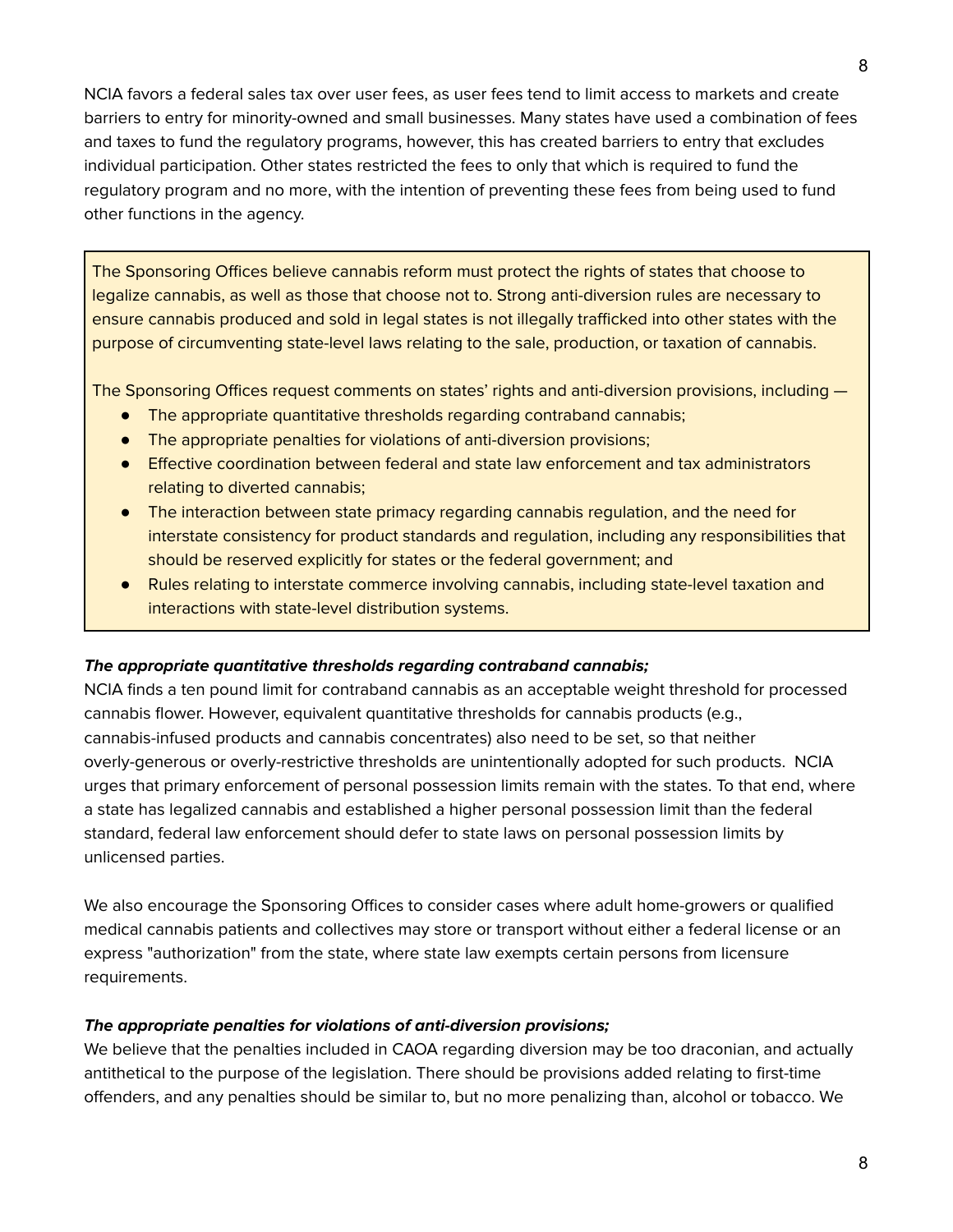NCIA favors a federal sales tax over user fees, as user fees tend to limit access to markets and create barriers to entry for minority-owned and small businesses. Many states have used a combination of fees and taxes to fund the regulatory programs, however, this has created barriers to entry that excludes individual participation. Other states restricted the fees to only that which is required to fund the regulatory program and no more, with the intention of preventing these fees from being used to fund other functions in the agency.

> The Sponsoring Offices believe cannabis reform must protect the rights of states that choose to legalize cannabis, as well as those that choose not to. Strong anti-diversion rules are necessary to ensure cannabis produced and sold in legal states is not illegally trafficked into other states with the purpose of circumventing state-level laws relating to the sale, production, or taxation of cannabis.
>
> The Sponsoring Offices request comments on states' rights and anti-diversion provisions, including —
>
> - The appropriate quantitative thresholds regarding contraband cannabis;
> - The appropriate penalties for violations of anti-diversion provisions;
> - Effective coordination between federal and state law enforcement and tax administrators relating to diverted cannabis;
> - The interaction between state primacy regarding cannabis regulation, and the need for interstate consistency for product standards and regulation, including any responsibilities that should be reserved explicitly for states or the federal government; and
> - Rules relating to interstate commerce involving cannabis, including state-level taxation and interactions with state-level distribution systems.

***The appropriate quantitative thresholds regarding contraband cannabis;***

NCIA finds a ten pound limit for contraband cannabis as an acceptable weight threshold for processed cannabis flower. However, equivalent quantitative thresholds for cannabis products (e.g., cannabis-infused products and cannabis concentrates) also need to be set, so that neither overly-generous or overly-restrictive thresholds are unintentionally adopted for such products. NCIA urges that primary enforcement of personal possession limits remain with the states. To that end, where a state has legalized cannabis and established a higher personal possession limit than the federal standard, federal law enforcement should defer to state laws on personal possession limits by unlicensed parties.

We also encourage the Sponsoring Offices to consider cases where adult home-growers or qualified medical cannabis patients and collectives may store or transport without either a federal license or an express "authorization" from the state, where state law exempts certain persons from licensure requirements.

***The appropriate penalties for violations of anti-diversion provisions;***

We believe that the penalties included in CAOA regarding diversion may be too draconian, and actually antithetical to the purpose of the legislation. There should be provisions added relating to first-time offenders, and any penalties should be similar to, but no more penalizing than, alcohol or tobacco. We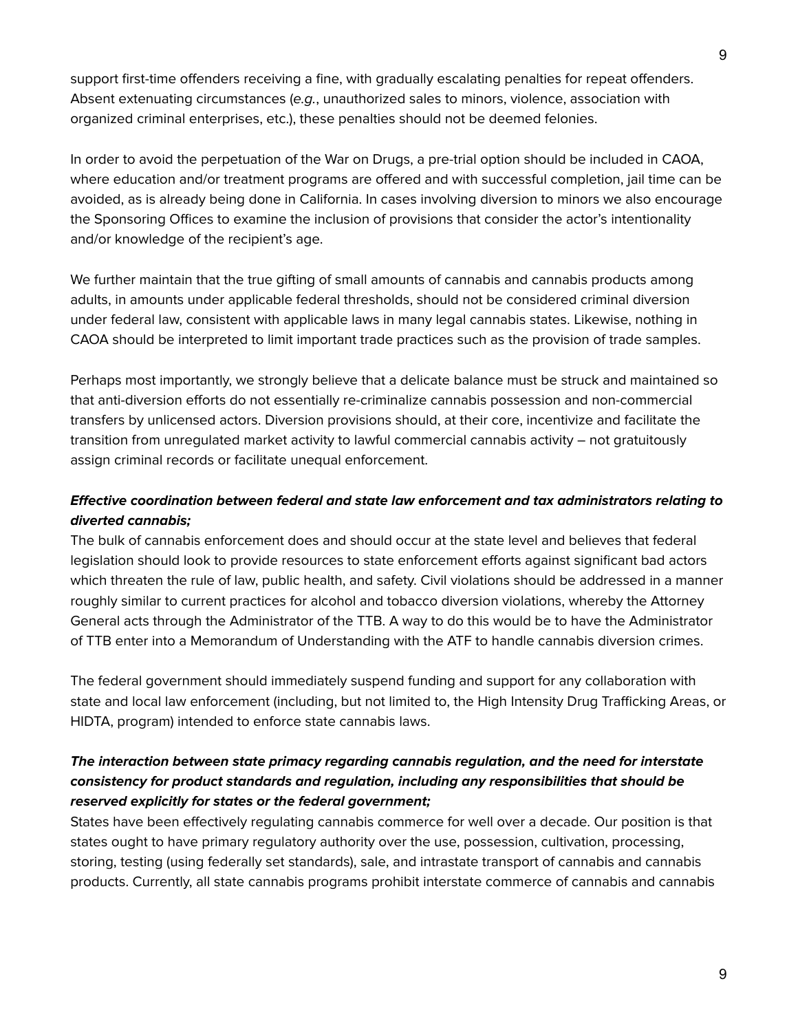support first-time offenders receiving a fine, with gradually escalating penalties for repeat offenders. Absent extenuating circumstances (*e.g.*, unauthorized sales to minors, violence, association with organized criminal enterprises, etc.), these penalties should not be deemed felonies.

In order to avoid the perpetuation of the War on Drugs, a pre-trial option should be included in CAOA, where education and/or treatment programs are offered and with successful completion, jail time can be avoided, as is already being done in California. In cases involving diversion to minors we also encourage the Sponsoring Offices to examine the inclusion of provisions that consider the actor's intentionality and/or knowledge of the recipient's age.

We further maintain that the true gifting of small amounts of cannabis and cannabis products among adults, in amounts under applicable federal thresholds, should not be considered criminal diversion under federal law, consistent with applicable laws in many legal cannabis states. Likewise, nothing in CAOA should be interpreted to limit important trade practices such as the provision of trade samples.

Perhaps most importantly, we strongly believe that a delicate balance must be struck and maintained so that anti-diversion efforts do not essentially re-criminalize cannabis possession and non-commercial transfers by unlicensed actors. Diversion provisions should, at their core, incentivize and facilitate the transition from unregulated market activity to lawful commercial cannabis activity – not gratuitously assign criminal records or facilitate unequal enforcement.

***Effective coordination between federal and state law enforcement and tax administrators relating to diverted cannabis;***

The bulk of cannabis enforcement does and should occur at the state level and believes that federal legislation should look to provide resources to state enforcement efforts against significant bad actors which threaten the rule of law, public health, and safety. Civil violations should be addressed in a manner roughly similar to current practices for alcohol and tobacco diversion violations, whereby the Attorney General acts through the Administrator of the TTB. A way to do this would be to have the Administrator of TTB enter into a Memorandum of Understanding with the ATF to handle cannabis diversion crimes.

The federal government should immediately suspend funding and support for any collaboration with state and local law enforcement (including, but not limited to, the High Intensity Drug Trafficking Areas, or HIDTA, program) intended to enforce state cannabis laws.

***The interaction between state primacy regarding cannabis regulation, and the need for interstate consistency for product standards and regulation, including any responsibilities that should be reserved explicitly for states or the federal government;***

States have been effectively regulating cannabis commerce for well over a decade. Our position is that states ought to have primary regulatory authority over the use, possession, cultivation, processing, storing, testing (using federally set standards), sale, and intrastate transport of cannabis and cannabis products. Currently, all state cannabis programs prohibit interstate commerce of cannabis and cannabis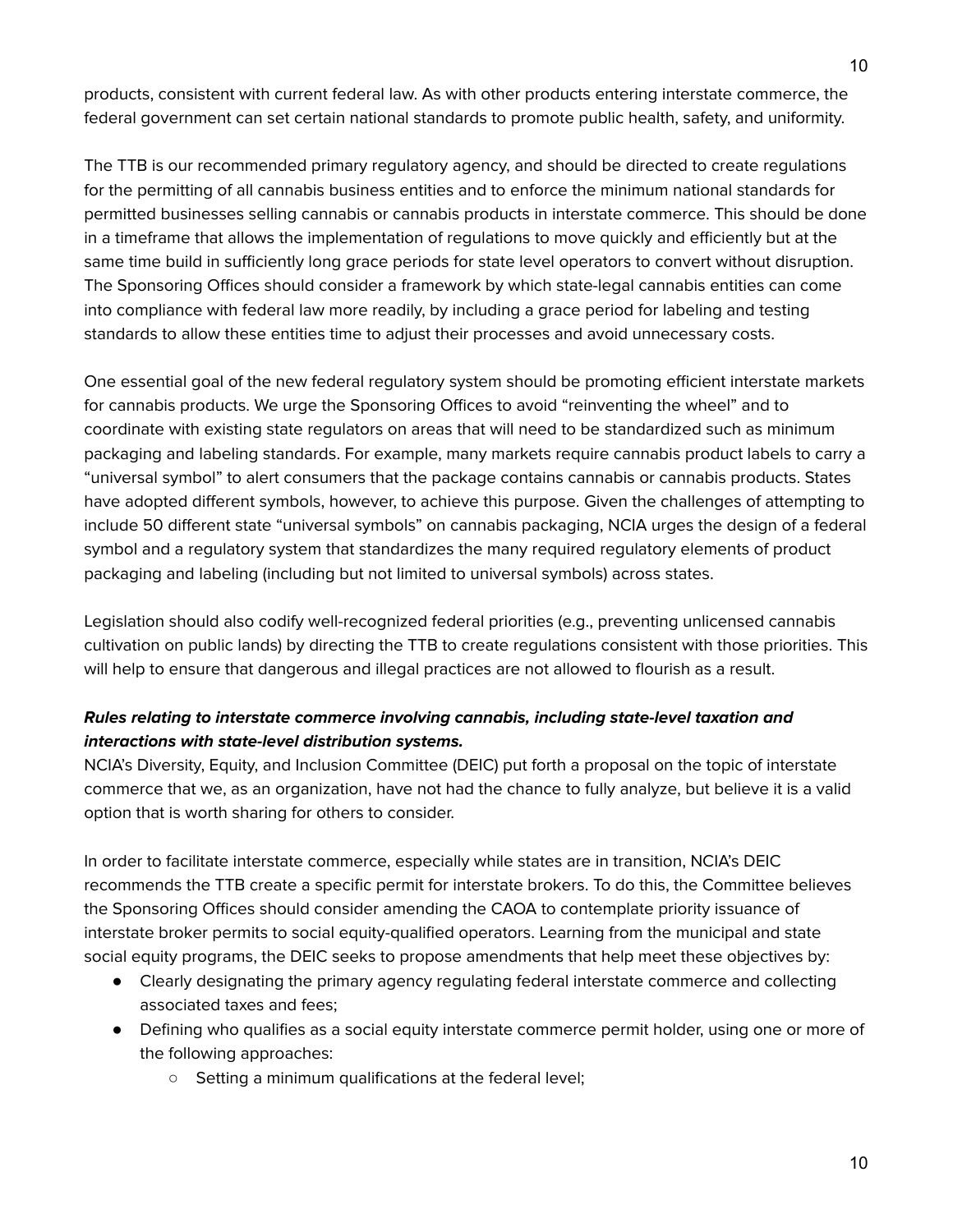products, consistent with current federal law. As with other products entering interstate commerce, the federal government can set certain national standards to promote public health, safety, and uniformity.

The TTB is our recommended primary regulatory agency, and should be directed to create regulations for the permitting of all cannabis business entities and to enforce the minimum national standards for permitted businesses selling cannabis or cannabis products in interstate commerce. This should be done in a timeframe that allows the implementation of regulations to move quickly and efficiently but at the same time build in sufficiently long grace periods for state level operators to convert without disruption. The Sponsoring Offices should consider a framework by which state-legal cannabis entities can come into compliance with federal law more readily, by including a grace period for labeling and testing standards to allow these entities time to adjust their processes and avoid unnecessary costs.

One essential goal of the new federal regulatory system should be promoting efficient interstate markets for cannabis products. We urge the Sponsoring Offices to avoid "reinventing the wheel" and to coordinate with existing state regulators on areas that will need to be standardized such as minimum packaging and labeling standards. For example, many markets require cannabis product labels to carry a "universal symbol" to alert consumers that the package contains cannabis or cannabis products. States have adopted different symbols, however, to achieve this purpose. Given the challenges of attempting to include 50 different state "universal symbols" on cannabis packaging, NCIA urges the design of a federal symbol and a regulatory system that standardizes the many required regulatory elements of product packaging and labeling (including but not limited to universal symbols) across states.

Legislation should also codify well-recognized federal priorities (e.g., preventing unlicensed cannabis cultivation on public lands) by directing the TTB to create regulations consistent with those priorities. This will help to ensure that dangerous and illegal practices are not allowed to flourish as a result.

***Rules relating to interstate commerce involving cannabis, including state-level taxation and interactions with state-level distribution systems.***

NCIA's Diversity, Equity, and Inclusion Committee (DEIC) put forth a proposal on the topic of interstate commerce that we, as an organization, have not had the chance to fully analyze, but believe it is a valid option that is worth sharing for others to consider.

In order to facilitate interstate commerce, especially while states are in transition, NCIA's DEIC recommends the TTB create a specific permit for interstate brokers. To do this, the Committee believes the Sponsoring Offices should consider amending the CAOA to contemplate priority issuance of interstate broker permits to social equity-qualified operators. Learning from the municipal and state social equity programs, the DEIC seeks to propose amendments that help meet these objectives by:

- Clearly designating the primary agency regulating federal interstate commerce and collecting associated taxes and fees;
- Defining who qualifies as a social equity interstate commerce permit holder, using one or more of the following approaches:
  - Setting a minimum qualifications at the federal level;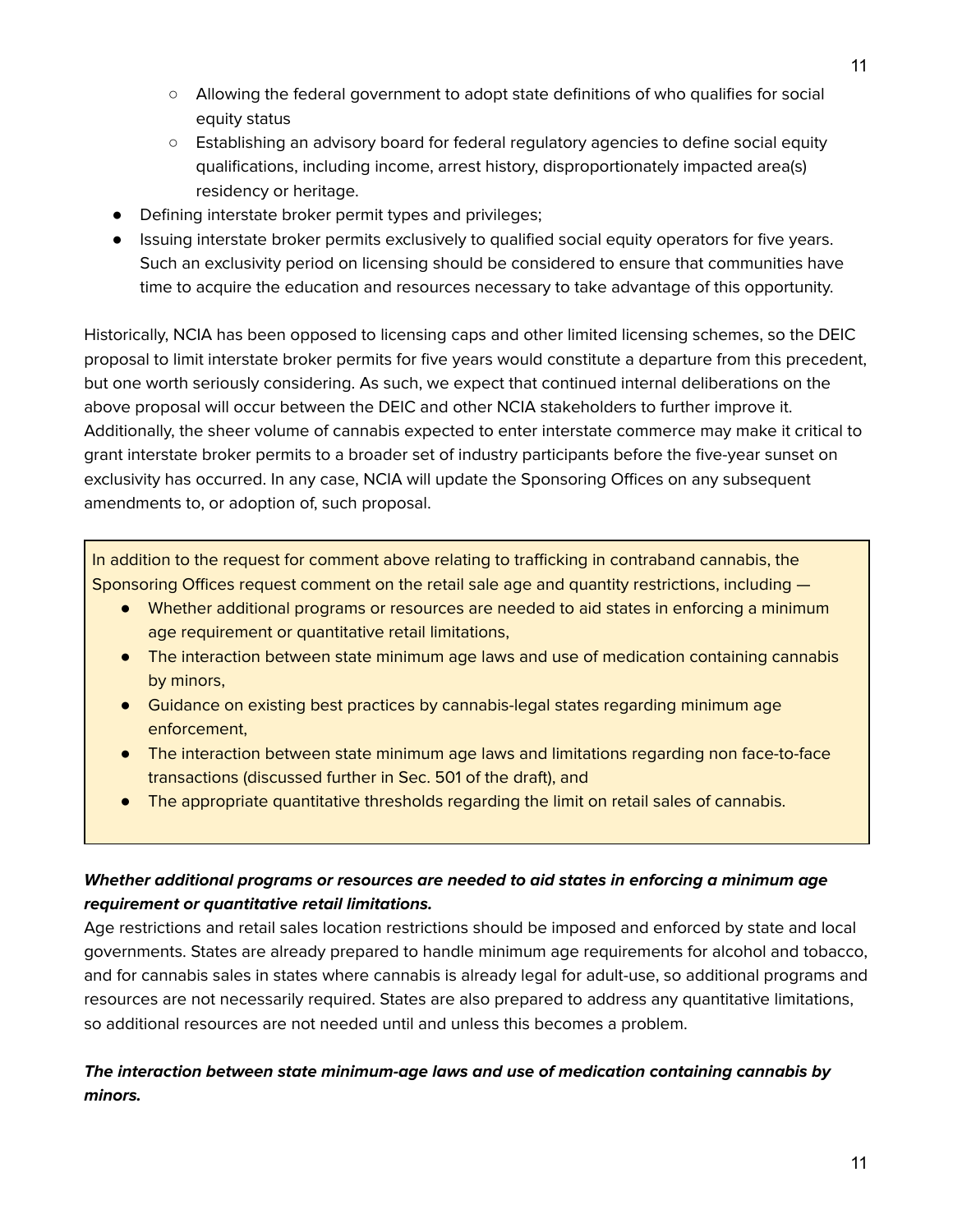- Allowing the federal government to adopt state definitions of who qualifies for social equity status
    - Establishing an advisory board for federal regulatory agencies to define social equity qualifications, including income, arrest history, disproportionately impacted area(s) residency or heritage.
- Defining interstate broker permit types and privileges;
- Issuing interstate broker permits exclusively to qualified social equity operators for five years. Such an exclusivity period on licensing should be considered to ensure that communities have time to acquire the education and resources necessary to take advantage of this opportunity.

Historically, NCIA has been opposed to licensing caps and other limited licensing schemes, so the DEIC proposal to limit interstate broker permits for five years would constitute a departure from this precedent, but one worth seriously considering. As such, we expect that continued internal deliberations on the above proposal will occur between the DEIC and other NCIA stakeholders to further improve it. Additionally, the sheer volume of cannabis expected to enter interstate commerce may make it critical to grant interstate broker permits to a broader set of industry participants before the five-year sunset on exclusivity has occurred. In any case, NCIA will update the Sponsoring Offices on any subsequent amendments to, or adoption of, such proposal.

> In addition to the request for comment above relating to trafficking in contraband cannabis, the Sponsoring Offices request comment on the retail sale age and quantity restrictions, including —
>
> - Whether additional programs or resources are needed to aid states in enforcing a minimum age requirement or quantitative retail limitations,
> - The interaction between state minimum age laws and use of medication containing cannabis by minors,
> - Guidance on existing best practices by cannabis-legal states regarding minimum age enforcement,
> - The interaction between state minimum age laws and limitations regarding non face-to-face transactions (discussed further in Sec. 501 of the draft), and
> - The appropriate quantitative thresholds regarding the limit on retail sales of cannabis.

***Whether additional programs or resources are needed to aid states in enforcing a minimum age requirement or quantitative retail limitations.***

Age restrictions and retail sales location restrictions should be imposed and enforced by state and local governments. States are already prepared to handle minimum age requirements for alcohol and tobacco, and for cannabis sales in states where cannabis is already legal for adult-use, so additional programs and resources are not necessarily required. States are also prepared to address any quantitative limitations, so additional resources are not needed until and unless this becomes a problem.

***The interaction between state minimum-age laws and use of medication containing cannabis by minors.***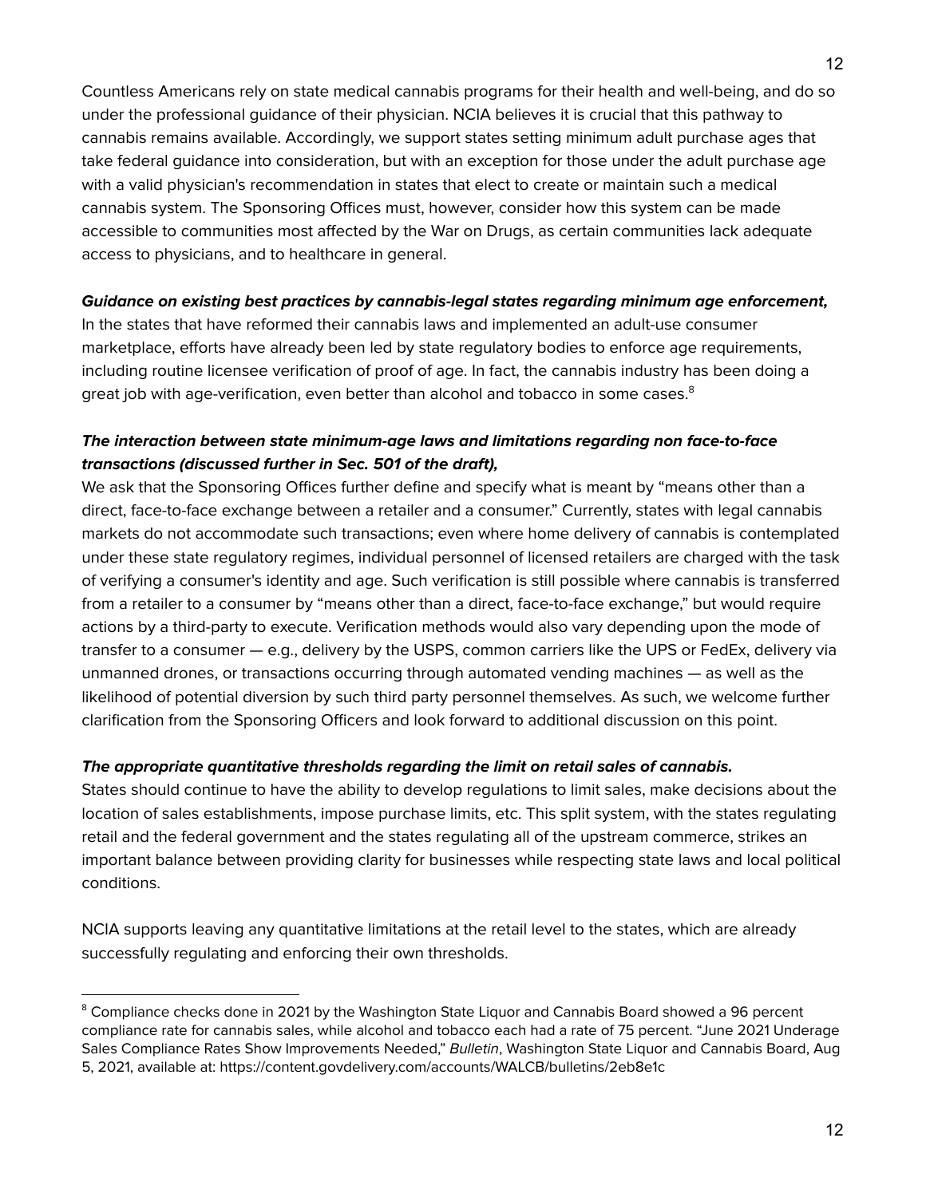Countless Americans rely on state medical cannabis programs for their health and well-being, and do so under the professional guidance of their physician. NCIA believes it is crucial that this pathway to cannabis remains available. Accordingly, we support states setting minimum adult purchase ages that take federal guidance into consideration, but with an exception for those under the adult purchase age with a valid physician's recommendation in states that elect to create or maintain such a medical cannabis system. The Sponsoring Offices must, however, consider how this system can be made accessible to communities most affected by the War on Drugs, as certain communities lack adequate access to physicians, and to healthcare in general.

***Guidance on existing best practices by cannabis-legal states regarding minimum age enforcement,***

In the states that have reformed their cannabis laws and implemented an adult-use consumer marketplace, efforts have already been led by state regulatory bodies to enforce age requirements, including routine licensee verification of proof of age. In fact, the cannabis industry has been doing a great job with age-verification, even better than alcohol and tobacco in some cases.[8]

***The interaction between state minimum-age laws and limitations regarding non face-to-face transactions (discussed further in Sec. 501 of the draft),***

We ask that the Sponsoring Offices further define and specify what is meant by "means other than a direct, face-to-face exchange between a retailer and a consumer." Currently, states with legal cannabis markets do not accommodate such transactions; even where home delivery of cannabis is contemplated under these state regulatory regimes, individual personnel of licensed retailers are charged with the task of verifying a consumer's identity and age. Such verification is still possible where cannabis is transferred from a retailer to a consumer by "means other than a direct, face-to-face exchange," but would require actions by a third-party to execute. Verification methods would also vary depending upon the mode of transfer to a consumer — e.g., delivery by the USPS, common carriers like the UPS or FedEx, delivery via unmanned drones, or transactions occurring through automated vending machines — as well as the likelihood of potential diversion by such third party personnel themselves. As such, we welcome further clarification from the Sponsoring Officers and look forward to additional discussion on this point.

***The appropriate quantitative thresholds regarding the limit on retail sales of cannabis.***

States should continue to have the ability to develop regulations to limit sales, make decisions about the location of sales establishments, impose purchase limits, etc. This split system, with the states regulating retail and the federal government and the states regulating all of the upstream commerce, strikes an important balance between providing clarity for businesses while respecting state laws and local political conditions.

NCIA supports leaving any quantitative limitations at the retail level to the states, which are already successfully regulating and enforcing their own thresholds.

---

[8] Compliance checks done in 2021 by the Washington State Liquor and Cannabis Board showed a 96 percent compliance rate for cannabis sales, while alcohol and tobacco each had a rate of 75 percent. "June 2021 Underage Sales Compliance Rates Show Improvements Needed," *Bulletin*, Washington State Liquor and Cannabis Board, Aug 5, 2021, available at: https://content.govdelivery.com/accounts/WALCB/bulletins/2eb8e1c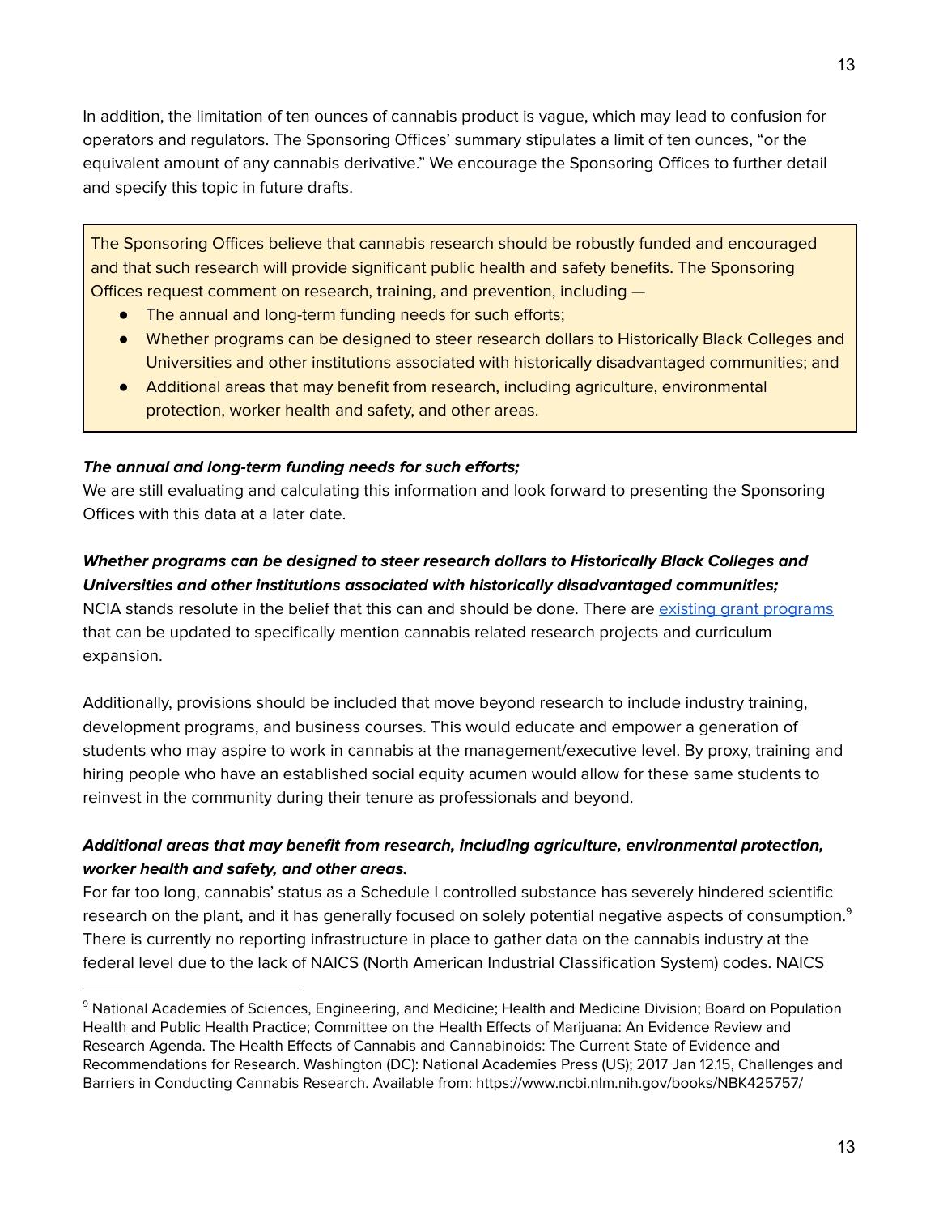In addition, the limitation of ten ounces of cannabis product is vague, which may lead to confusion for operators and regulators. The Sponsoring Offices' summary stipulates a limit of ten ounces, "or the equivalent amount of any cannabis derivative." We encourage the Sponsoring Offices to further detail and specify this topic in future drafts.

> The Sponsoring Offices believe that cannabis research should be robustly funded and encouraged and that such research will provide significant public health and safety benefits. The Sponsoring Offices request comment on research, training, and prevention, including —
>
> - The annual and long-term funding needs for such efforts;
> - Whether programs can be designed to steer research dollars to Historically Black Colleges and Universities and other institutions associated with historically disadvantaged communities; and
> - Additional areas that may benefit from research, including agriculture, environmental protection, worker health and safety, and other areas.

***The annual and long-term funding needs for such efforts;***

We are still evaluating and calculating this information and look forward to presenting the Sponsoring Offices with this data at a later date.

***Whether programs can be designed to steer research dollars to Historically Black Colleges and Universities and other institutions associated with historically disadvantaged communities;***

NCIA stands resolute in the belief that this can and should be done. There are existing grant programs that can be updated to specifically mention cannabis related research projects and curriculum expansion.

Additionally, provisions should be included that move beyond research to include industry training, development programs, and business courses. This would educate and empower a generation of students who may aspire to work in cannabis at the management/executive level. By proxy, training and hiring people who have an established social equity acumen would allow for these same students to reinvest in the community during their tenure as professionals and beyond.

***Additional areas that may benefit from research, including agriculture, environmental protection, worker health and safety, and other areas.***

For far too long, cannabis' status as a Schedule I controlled substance has severely hindered scientific research on the plant, and it has generally focused on solely potential negative aspects of consumption.[9] There is currently no reporting infrastructure in place to gather data on the cannabis industry at the federal level due to the lack of NAICS (North American Industrial Classification System) codes. NAICS

[9] National Academies of Sciences, Engineering, and Medicine; Health and Medicine Division; Board on Population Health and Public Health Practice; Committee on the Health Effects of Marijuana: An Evidence Review and Research Agenda. The Health Effects of Cannabis and Cannabinoids: The Current State of Evidence and Recommendations for Research. Washington (DC): National Academies Press (US); 2017 Jan 12.15, Challenges and Barriers in Conducting Cannabis Research. Available from: https://www.ncbi.nlm.nih.gov/books/NBK425757/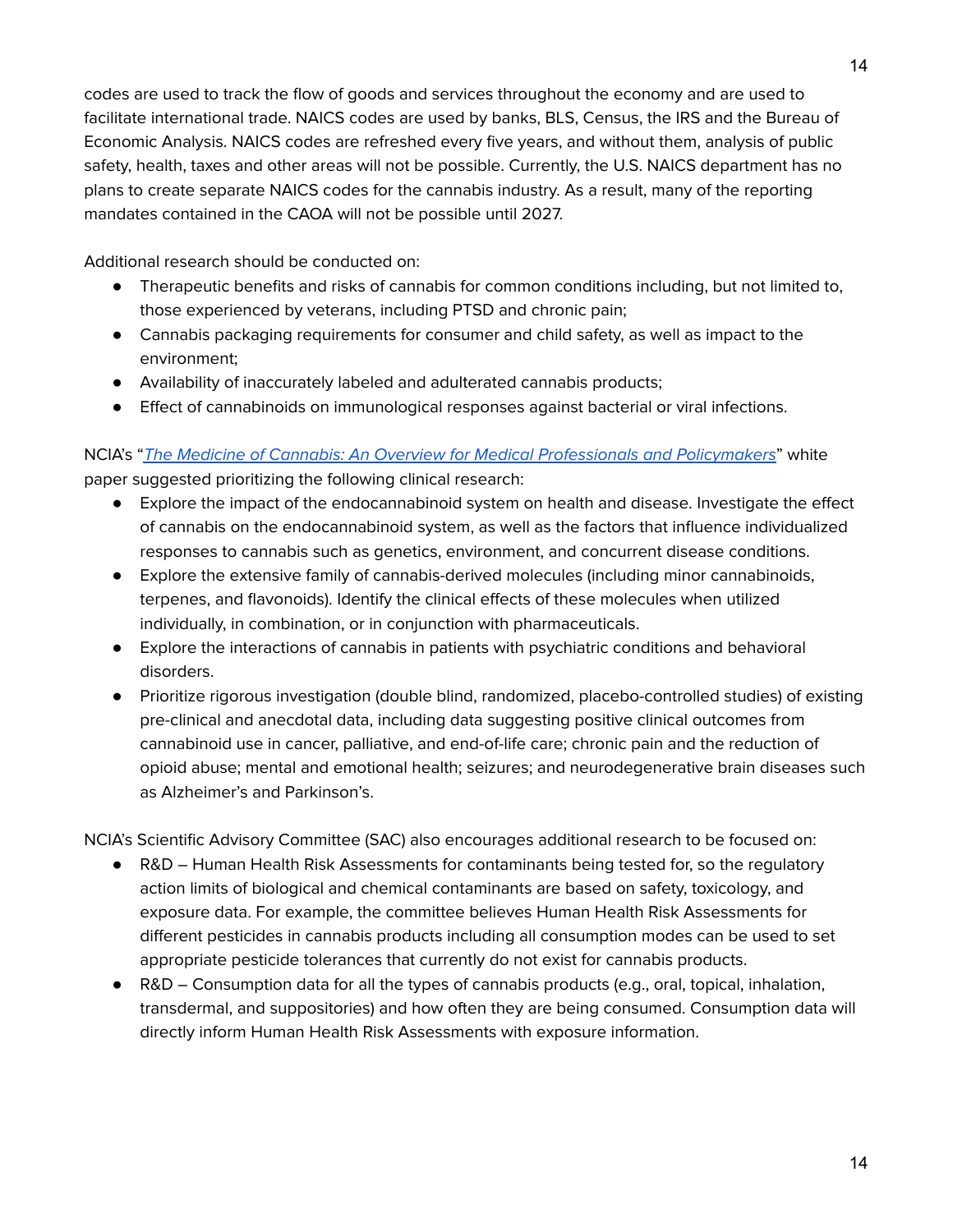codes are used to track the flow of goods and services throughout the economy and are used to facilitate international trade. NAICS codes are used by banks, BLS, Census, the IRS and the Bureau of Economic Analysis. NAICS codes are refreshed every five years, and without them, analysis of public safety, health, taxes and other areas will not be possible. Currently, the U.S. NAICS department has no plans to create separate NAICS codes for the cannabis industry. As a result, many of the reporting mandates contained in the CAOA will not be possible until 2027.

Additional research should be conducted on:

- Therapeutic benefits and risks of cannabis for common conditions including, but not limited to, those experienced by veterans, including PTSD and chronic pain;
- Cannabis packaging requirements for consumer and child safety, as well as impact to the environment;
- Availability of inaccurately labeled and adulterated cannabis products;
- Effect of cannabinoids on immunological responses against bacterial or viral infections.

NCIA's "*The Medicine of Cannabis: An Overview for Medical Professionals and Policymakers*" white paper suggested prioritizing the following clinical research:

- Explore the impact of the endocannabinoid system on health and disease. Investigate the effect of cannabis on the endocannabinoid system, as well as the factors that influence individualized responses to cannabis such as genetics, environment, and concurrent disease conditions.
- Explore the extensive family of cannabis-derived molecules (including minor cannabinoids, terpenes, and flavonoids). Identify the clinical effects of these molecules when utilized individually, in combination, or in conjunction with pharmaceuticals.
- Explore the interactions of cannabis in patients with psychiatric conditions and behavioral disorders.
- Prioritize rigorous investigation (double blind, randomized, placebo-controlled studies) of existing pre-clinical and anecdotal data, including data suggesting positive clinical outcomes from cannabinoid use in cancer, palliative, and end-of-life care; chronic pain and the reduction of opioid abuse; mental and emotional health; seizures; and neurodegenerative brain diseases such as Alzheimer's and Parkinson's.

NCIA's Scientific Advisory Committee (SAC) also encourages additional research to be focused on:

- R&D – Human Health Risk Assessments for contaminants being tested for, so the regulatory action limits of biological and chemical contaminants are based on safety, toxicology, and exposure data. For example, the committee believes Human Health Risk Assessments for different pesticides in cannabis products including all consumption modes can be used to set appropriate pesticide tolerances that currently do not exist for cannabis products.
- R&D – Consumption data for all the types of cannabis products (e.g., oral, topical, inhalation, transdermal, and suppositories) and how often they are being consumed. Consumption data will directly inform Human Health Risk Assessments with exposure information.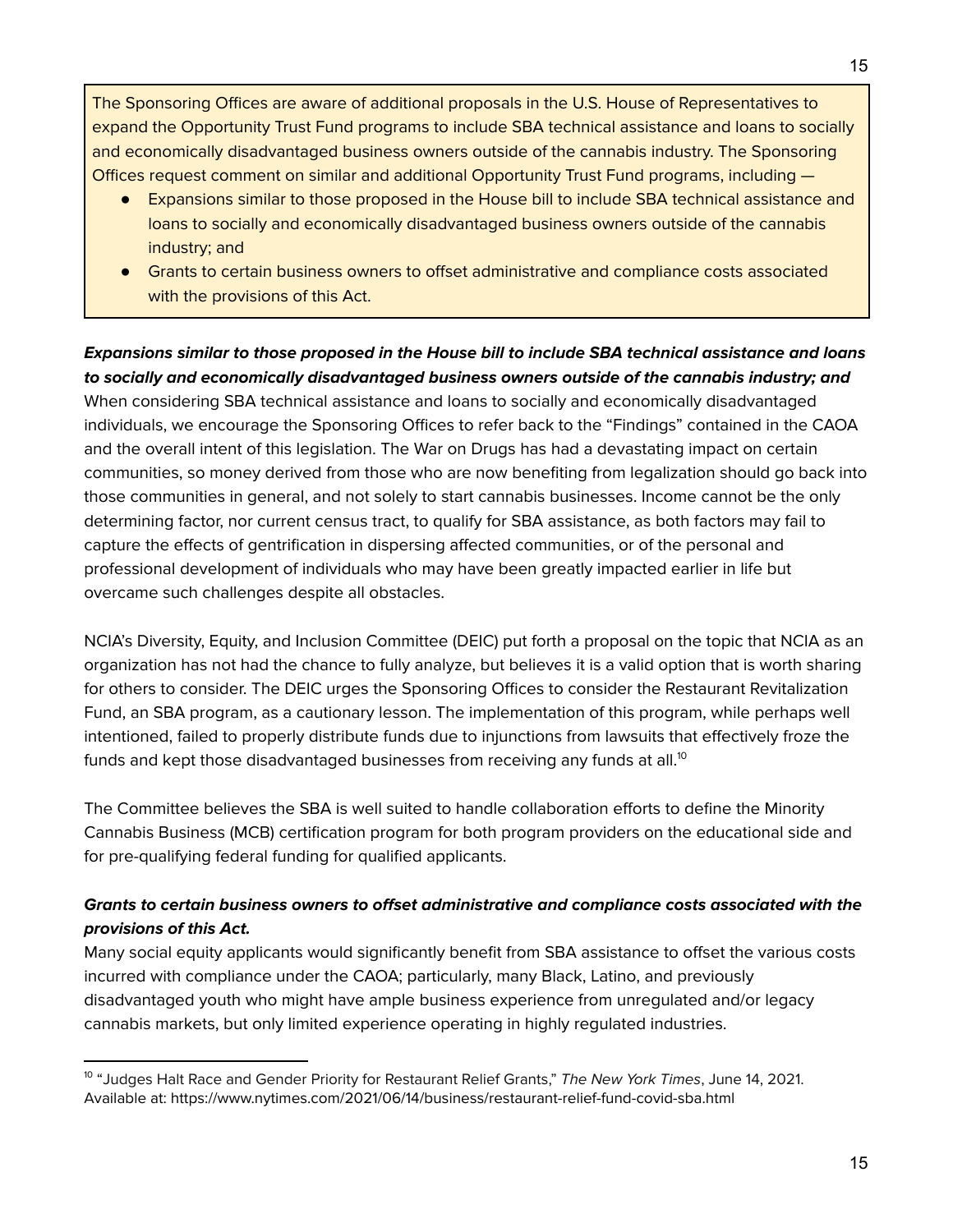The Sponsoring Offices are aware of additional proposals in the U.S. House of Representatives to expand the Opportunity Trust Fund programs to include SBA technical assistance and loans to socially and economically disadvantaged business owners outside of the cannabis industry. The Sponsoring Offices request comment on similar and additional Opportunity Trust Fund programs, including —

- Expansions similar to those proposed in the House bill to include SBA technical assistance and loans to socially and economically disadvantaged business owners outside of the cannabis industry; and
- Grants to certain business owners to offset administrative and compliance costs associated with the provisions of this Act.

***Expansions similar to those proposed in the House bill to include SBA technical assistance and loans to socially and economically disadvantaged business owners outside of the cannabis industry; and***

When considering SBA technical assistance and loans to socially and economically disadvantaged individuals, we encourage the Sponsoring Offices to refer back to the "Findings" contained in the CAOA and the overall intent of this legislation. The War on Drugs has had a devastating impact on certain communities, so money derived from those who are now benefiting from legalization should go back into those communities in general, and not solely to start cannabis businesses. Income cannot be the only determining factor, nor current census tract, to qualify for SBA assistance, as both factors may fail to capture the effects of gentrification in dispersing affected communities, or of the personal and professional development of individuals who may have been greatly impacted earlier in life but overcame such challenges despite all obstacles.

NCIA's Diversity, Equity, and Inclusion Committee (DEIC) put forth a proposal on the topic that NCIA as an organization has not had the chance to fully analyze, but believes it is a valid option that is worth sharing for others to consider. The DEIC urges the Sponsoring Offices to consider the Restaurant Revitalization Fund, an SBA program, as a cautionary lesson. The implementation of this program, while perhaps well intentioned, failed to properly distribute funds due to injunctions from lawsuits that effectively froze the funds and kept those disadvantaged businesses from receiving any funds at all.[10]

The Committee believes the SBA is well suited to handle collaboration efforts to define the Minority Cannabis Business (MCB) certification program for both program providers on the educational side and for pre-qualifying federal funding for qualified applicants.

***Grants to certain business owners to offset administrative and compliance costs associated with the provisions of this Act.***

Many social equity applicants would significantly benefit from SBA assistance to offset the various costs incurred with compliance under the CAOA; particularly, many Black, Latino, and previously disadvantaged youth who might have ample business experience from unregulated and/or legacy cannabis markets, but only limited experience operating in highly regulated industries.

[10] "Judges Halt Race and Gender Priority for Restaurant Relief Grants," *The New York Times*, June 14, 2021. Available at: https://www.nytimes.com/2021/06/14/business/restaurant-relief-fund-covid-sba.html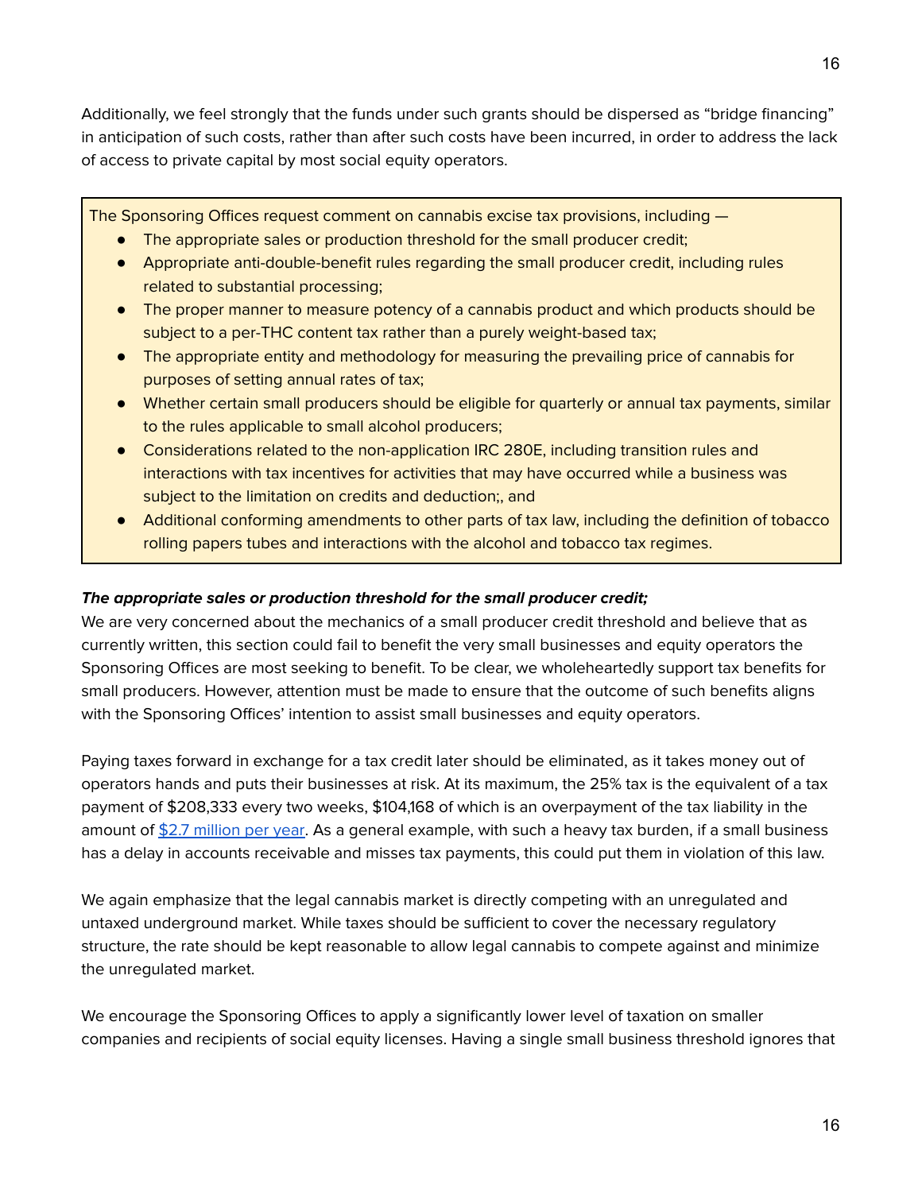Additionally, we feel strongly that the funds under such grants should be dispersed as "bridge financing" in anticipation of such costs, rather than after such costs have been incurred, in order to address the lack of access to private capital by most social equity operators.

> The Sponsoring Offices request comment on cannabis excise tax provisions, including —
>
> - The appropriate sales or production threshold for the small producer credit;
> - Appropriate anti-double-benefit rules regarding the small producer credit, including rules related to substantial processing;
> - The proper manner to measure potency of a cannabis product and which products should be subject to a per-THC content tax rather than a purely weight-based tax;
> - The appropriate entity and methodology for measuring the prevailing price of cannabis for purposes of setting annual rates of tax;
> - Whether certain small producers should be eligible for quarterly or annual tax payments, similar to the rules applicable to small alcohol producers;
> - Considerations related to the non-application IRC 280E, including transition rules and interactions with tax incentives for activities that may have occurred while a business was subject to the limitation on credits and deduction;, and
> - Additional conforming amendments to other parts of tax law, including the definition of tobacco rolling papers tubes and interactions with the alcohol and tobacco tax regimes.

***The appropriate sales or production threshold for the small producer credit;***

We are very concerned about the mechanics of a small producer credit threshold and believe that as currently written, this section could fail to benefit the very small businesses and equity operators the Sponsoring Offices are most seeking to benefit. To be clear, we wholeheartedly support tax benefits for small producers. However, attention must be made to ensure that the outcome of such benefits aligns with the Sponsoring Offices' intention to assist small businesses and equity operators.

Paying taxes forward in exchange for a tax credit later should be eliminated, as it takes money out of operators hands and puts their businesses at risk. At its maximum, the 25% tax is the equivalent of a tax payment of $208,333 every two weeks, $104,168 of which is an overpayment of the tax liability in the amount of [$2.7 million per year]. As a general example, with such a heavy tax burden, if a small business has a delay in accounts receivable and misses tax payments, this could put them in violation of this law.

We again emphasize that the legal cannabis market is directly competing with an unregulated and untaxed underground market. While taxes should be sufficient to cover the necessary regulatory structure, the rate should be kept reasonable to allow legal cannabis to compete against and minimize the unregulated market.

We encourage the Sponsoring Offices to apply a significantly lower level of taxation on smaller companies and recipients of social equity licenses. Having a single small business threshold ignores that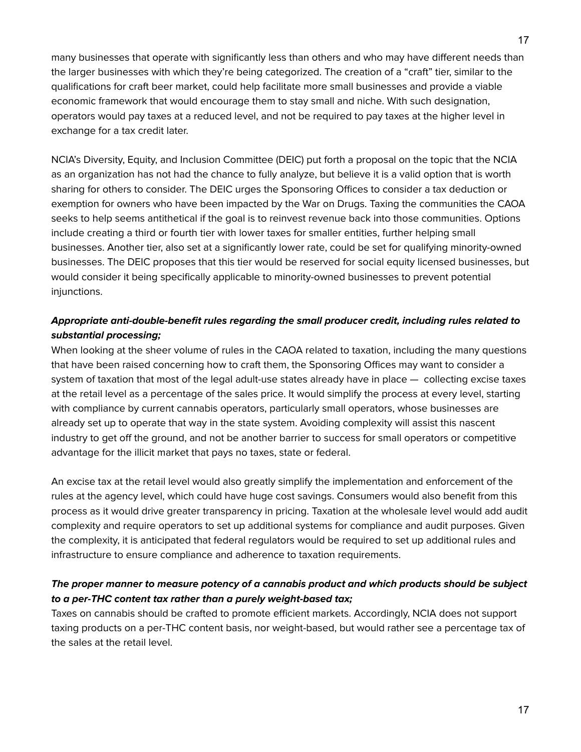many businesses that operate with significantly less than others and who may have different needs than the larger businesses with which they're being categorized. The creation of a "craft" tier, similar to the qualifications for craft beer market, could help facilitate more small businesses and provide a viable economic framework that would encourage them to stay small and niche. With such designation, operators would pay taxes at a reduced level, and not be required to pay taxes at the higher level in exchange for a tax credit later.

NCIA's Diversity, Equity, and Inclusion Committee (DEIC) put forth a proposal on the topic that the NCIA as an organization has not had the chance to fully analyze, but believe it is a valid option that is worth sharing for others to consider. The DEIC urges the Sponsoring Offices to consider a tax deduction or exemption for owners who have been impacted by the War on Drugs. Taxing the communities the CAOA seeks to help seems antithetical if the goal is to reinvest revenue back into those communities. Options include creating a third or fourth tier with lower taxes for smaller entities, further helping small businesses. Another tier, also set at a significantly lower rate, could be set for qualifying minority-owned businesses. The DEIC proposes that this tier would be reserved for social equity licensed businesses, but would consider it being specifically applicable to minority-owned businesses to prevent potential injunctions.

***Appropriate anti-double-benefit rules regarding the small producer credit, including rules related to substantial processing;***

When looking at the sheer volume of rules in the CAOA related to taxation, including the many questions that have been raised concerning how to craft them, the Sponsoring Offices may want to consider a system of taxation that most of the legal adult-use states already have in place — collecting excise taxes at the retail level as a percentage of the sales price. It would simplify the process at every level, starting with compliance by current cannabis operators, particularly small operators, whose businesses are already set up to operate that way in the state system. Avoiding complexity will assist this nascent industry to get off the ground, and not be another barrier to success for small operators or competitive advantage for the illicit market that pays no taxes, state or federal.

An excise tax at the retail level would also greatly simplify the implementation and enforcement of the rules at the agency level, which could have huge cost savings. Consumers would also benefit from this process as it would drive greater transparency in pricing. Taxation at the wholesale level would add audit complexity and require operators to set up additional systems for compliance and audit purposes. Given the complexity, it is anticipated that federal regulators would be required to set up additional rules and infrastructure to ensure compliance and adherence to taxation requirements.

***The proper manner to measure potency of a cannabis product and which products should be subject to a per-THC content tax rather than a purely weight-based tax;***

Taxes on cannabis should be crafted to promote efficient markets. Accordingly, NCIA does not support taxing products on a per-THC content basis, nor weight-based, but would rather see a percentage tax of the sales at the retail level.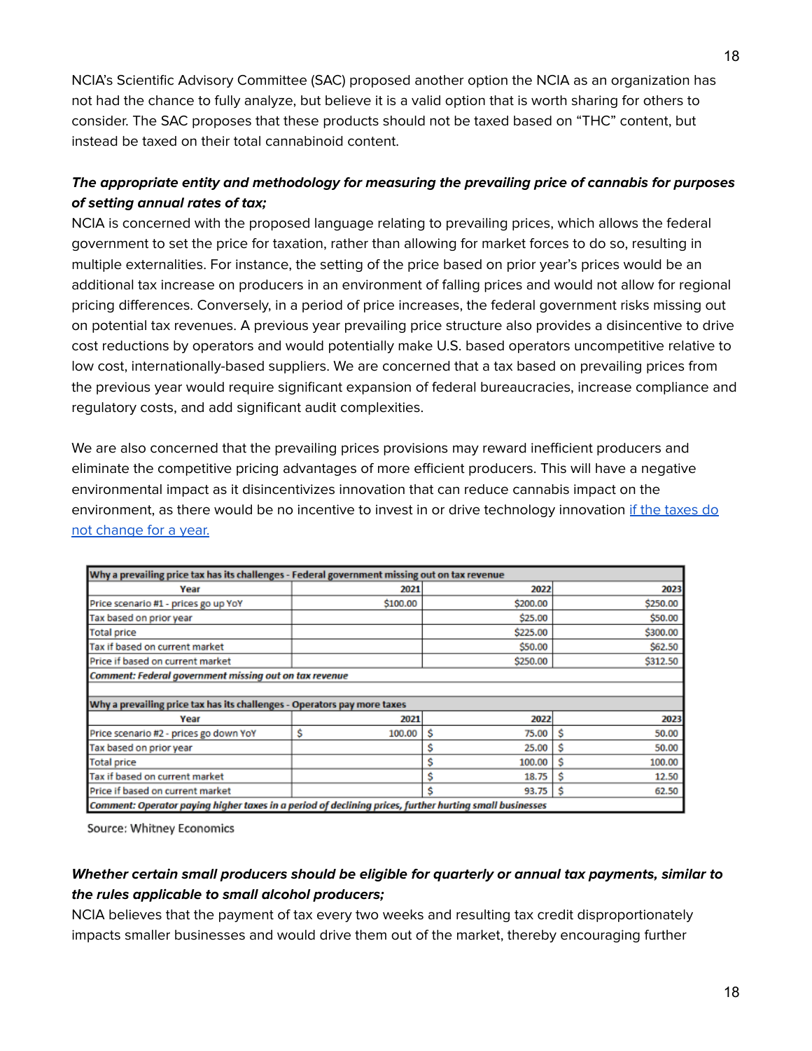NCIA's Scientific Advisory Committee (SAC) proposed another option the NCIA as an organization has not had the chance to fully analyze, but believe it is a valid option that is worth sharing for others to consider. The SAC proposes that these products should not be taxed based on "THC" content, but instead be taxed on their total cannabinoid content.

***The appropriate entity and methodology for measuring the prevailing price of cannabis for purposes of setting annual rates of tax;***

NCIA is concerned with the proposed language relating to prevailing prices, which allows the federal government to set the price for taxation, rather than allowing for market forces to do so, resulting in multiple externalities. For instance, the setting of the price based on prior year's prices would be an additional tax increase on producers in an environment of falling prices and would not allow for regional pricing differences. Conversely, in a period of price increases, the federal government risks missing out on potential tax revenues. A previous year prevailing price structure also provides a disincentive to drive cost reductions by operators and would potentially make U.S. based operators uncompetitive relative to low cost, internationally-based suppliers. We are concerned that a tax based on prevailing prices from the previous year would require significant expansion of federal bureaucracies, increase compliance and regulatory costs, and add significant audit complexities.

We are also concerned that the prevailing prices provisions may reward inefficient producers and eliminate the competitive pricing advantages of more efficient producers. This will have a negative environmental impact as it disincentivizes innovation that can reduce cannabis impact on the environment, as there would be no incentive to invest in or drive technology innovation [if the taxes do not change for a year.](#)

| Why a prevailing price tax has its challenges - Federal government missing out on tax revenue | | | |
|---|---|---|---|
| Year | 2021 | 2022 | 2023 |
| Price scenario #1 - prices go up YoY | $100.00 | $200.00 | $250.00 |
| Tax based on prior year | | $25.00 | $50.00 |
| Total price | | $225.00 | $300.00 |
| Tax if based on current market | | $50.00 | $62.50 |
| Price if based on current market | | $250.00 | $312.50 |
| *Comment: Federal government missing out on tax revenue* | | | |

| Why a prevailing price tax has its challenges - Operators pay more taxes | | | |
|---|---|---|---|
| Year | 2021 | 2022 | 2023 |
| Price scenario #2 - prices go down YoY | $ 100.00 | $ 75.00 | $ 50.00 |
| Tax based on prior year | | $ 25.00 | $ 50.00 |
| Total price | | $ 100.00 | $ 100.00 |
| Tax if based on current market | | $ 18.75 | $ 12.50 |
| Price if based on current market | | $ 93.75 | $ 62.50 |
| *Comment: Operator paying higher taxes in a period of declining prices, further hurting small businesses* | | | |

Source: Whitney Economics

***Whether certain small producers should be eligible for quarterly or annual tax payments, similar to the rules applicable to small alcohol producers;***

NCIA believes that the payment of tax every two weeks and resulting tax credit disproportionately impacts smaller businesses and would drive them out of the market, thereby encouraging further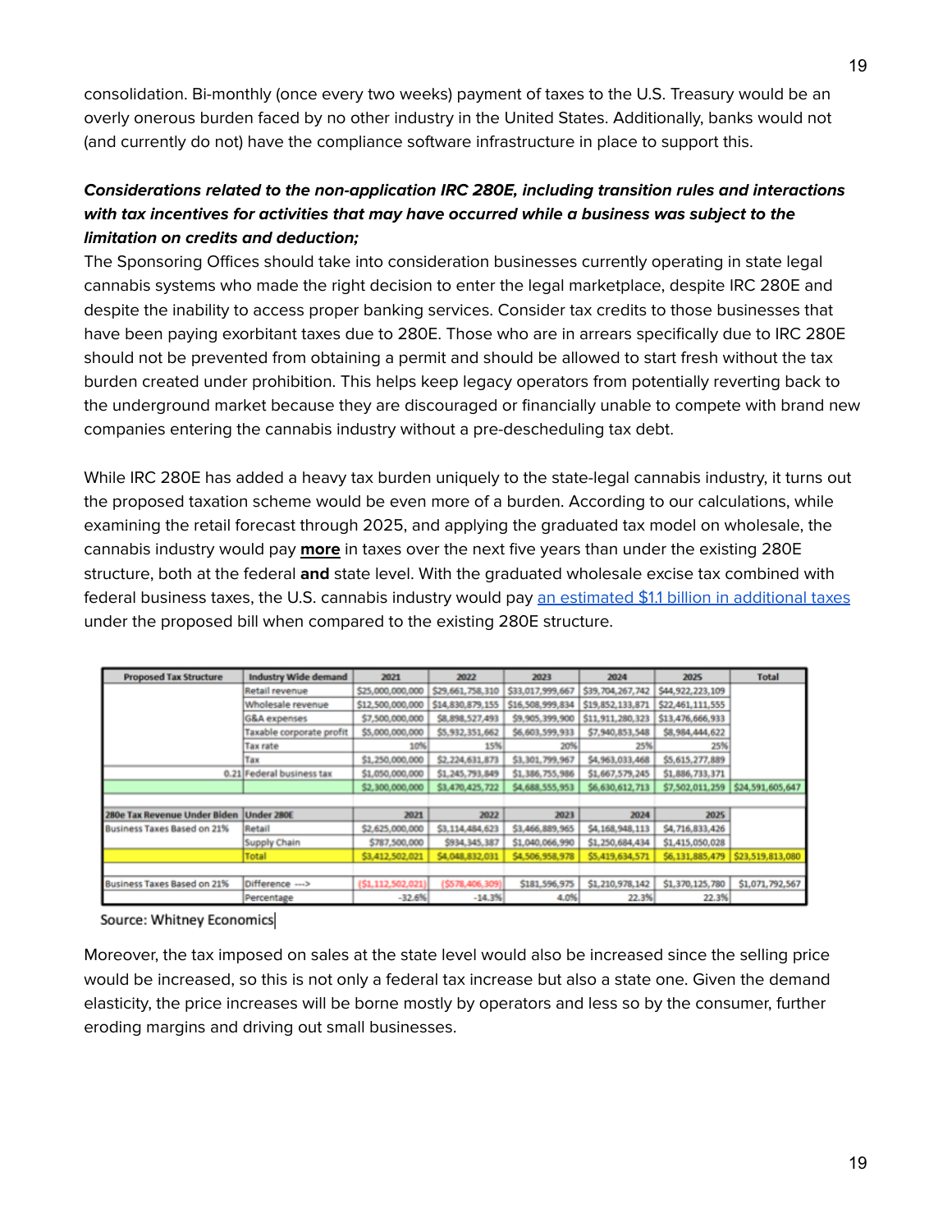consolidation. Bi-monthly (once every two weeks) payment of taxes to the U.S. Treasury would be an overly onerous burden faced by no other industry in the United States. Additionally, banks would not (and currently do not) have the compliance software infrastructure in place to support this.

***Considerations related to the non-application IRC 280E, including transition rules and interactions with tax incentives for activities that may have occurred while a business was subject to the limitation on credits and deduction;***

The Sponsoring Offices should take into consideration businesses currently operating in state legal cannabis systems who made the right decision to enter the legal marketplace, despite IRC 280E and despite the inability to access proper banking services. Consider tax credits to those businesses that have been paying exorbitant taxes due to 280E. Those who are in arrears specifically due to IRC 280E should not be prevented from obtaining a permit and should be allowed to start fresh without the tax burden created under prohibition. This helps keep legacy operators from potentially reverting back to the underground market because they are discouraged or financially unable to compete with brand new companies entering the cannabis industry without a pre-descheduling tax debt.

While IRC 280E has added a heavy tax burden uniquely to the state-legal cannabis industry, it turns out the proposed taxation scheme would be even more of a burden. According to our calculations, while examining the retail forecast through 2025, and applying the graduated tax model on wholesale, the cannabis industry would pay **more** in taxes over the next five years than under the existing 280E structure, both at the federal **and** state level. With the graduated wholesale excise tax combined with federal business taxes, the U.S. cannabis industry would pay an estimated $1.1 billion in additional taxes under the proposed bill when compared to the existing 280E structure.

| Proposed Tax Structure | Industry Wide demand | 2021 | 2022 | 2023 | 2024 | 2025 | Total |
|---|---|---|---|---|---|---|---|
| | Retail revenue | $25,000,000,000 | $29,661,758,310 | $33,017,999,667 | $39,704,267,742 | $44,922,223,109 | |
| | Wholesale revenue | $12,500,000,000 | $14,830,879,155 | $16,508,999,834 | $19,852,133,871 | $22,461,111,555 | |
| | G&A expenses | $7,500,000,000 | $8,898,527,493 | $9,905,399,900 | $11,911,280,323 | $13,476,666,933 | |
| | Taxable corporate profit | $5,000,000,000 | $5,932,351,662 | $6,603,599,933 | $7,940,853,548 | $8,984,444,622 | |
| | Tax rate | 10% | 15% | 20% | 25% | 25% | |
| | Tax | $1,250,000,000 | $2,224,631,873 | $3,301,799,967 | $4,963,033,468 | $5,615,277,889 | |
| 0.21 | Federal business tax | $1,050,000,000 | $1,245,793,849 | $1,386,755,986 | $1,667,579,245 | $1,886,733,371 | |
| | | $2,300,000,000 | $3,470,425,722 | $4,688,555,953 | $6,630,612,713 | $7,502,011,259 | $24,591,605,647 |
| | | | | | | | |
| 280e Tax Revenue Under Biden | Under 280E | 2021 | 2022 | 2023 | 2024 | 2025 | |
| Business Taxes Based on 21% | Retail | $2,625,000,000 | $3,114,484,623 | $3,466,889,965 | $4,168,948,113 | $4,716,833,426 | |
| | Supply Chain | $787,500,000 | $934,345,387 | $1,040,066,990 | $1,250,684,434 | $1,415,050,028 | |
| | Total | $3,412,502,021 | $4,048,832,031 | $4,506,958,978 | $5,419,634,571 | $6,131,885,479 | $23,519,813,080 |
| | | | | | | | |
| Business Taxes Based on 21% | Difference ---> | ($1,112,502,021) | ($578,406,309) | $181,596,975 | $1,210,978,142 | $1,370,125,780 | $1,071,792,567 |
| | Percentage | -32.6% | -14.3% | 4.0% | 22.3% | 22.3% | |

Source: Whitney Economics

Moreover, the tax imposed on sales at the state level would also be increased since the selling price would be increased, so this is not only a federal tax increase but also a state one. Given the demand elasticity, the price increases will be borne mostly by operators and less so by the consumer, further eroding margins and driving out small businesses.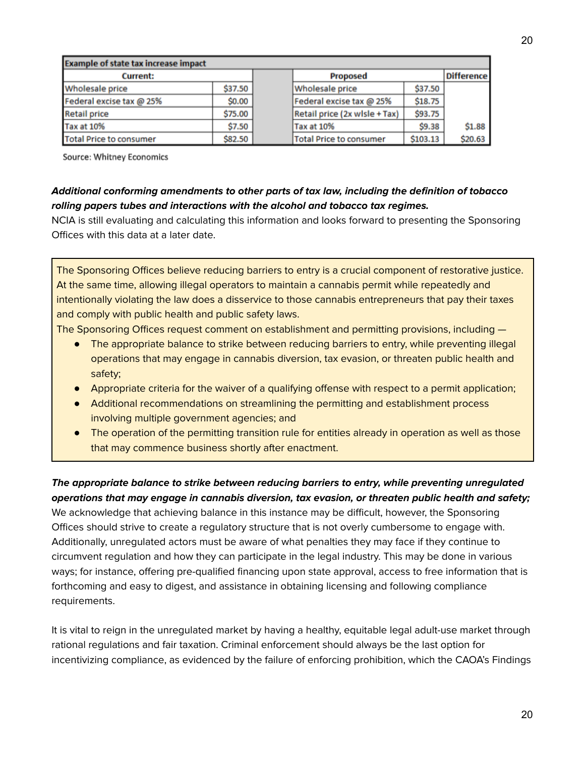| Example of state tax increase impact | | | | | |
|---|---|---|---|---|---|
| **Current:** | | **Proposed** | | **Difference** | |
| Wholesale price | $37.50 | Wholesale price | $37.50 | | |
| Federal excise tax @ 25% | $0.00 | Federal excise tax @ 25% | $18.75 | | |
| Retail price | $75.00 | Retail price (2x wlsle + Tax) | $93.75 | | |
| Tax at 10% | $7.50 | Tax at 10% | $9.38 | $1.88 | |
| Total Price to consumer | $82.50 | Total Price to consumer | $103.13 | $20.63 | |

Source: Whitney Economics

***Additional conforming amendments to other parts of tax law, including the definition of tobacco rolling papers tubes and interactions with the alcohol and tobacco tax regimes.***

NCIA is still evaluating and calculating this information and looks forward to presenting the Sponsoring Offices with this data at a later date.

> The Sponsoring Offices believe reducing barriers to entry is a crucial component of restorative justice. At the same time, allowing illegal operators to maintain a cannabis permit while repeatedly and intentionally violating the law does a disservice to those cannabis entrepreneurs that pay their taxes and comply with public health and public safety laws.
>
> The Sponsoring Offices request comment on establishment and permitting provisions, including —
>
> - The appropriate balance to strike between reducing barriers to entry, while preventing illegal operations that may engage in cannabis diversion, tax evasion, or threaten public health and safety;
> - Appropriate criteria for the waiver of a qualifying offense with respect to a permit application;
> - Additional recommendations on streamlining the permitting and establishment process involving multiple government agencies; and
> - The operation of the permitting transition rule for entities already in operation as well as those that may commence business shortly after enactment.

***The appropriate balance to strike between reducing barriers to entry, while preventing unregulated operations that may engage in cannabis diversion, tax evasion, or threaten public health and safety;***

We acknowledge that achieving balance in this instance may be difficult, however, the Sponsoring Offices should strive to create a regulatory structure that is not overly cumbersome to engage with. Additionally, unregulated actors must be aware of what penalties they may face if they continue to circumvent regulation and how they can participate in the legal industry. This may be done in various ways; for instance, offering pre-qualified financing upon state approval, access to free information that is forthcoming and easy to digest, and assistance in obtaining licensing and following compliance requirements.

It is vital to reign in the unregulated market by having a healthy, equitable legal adult-use market through rational regulations and fair taxation. Criminal enforcement should always be the last option for incentivizing compliance, as evidenced by the failure of enforcing prohibition, which the CAOA's Findings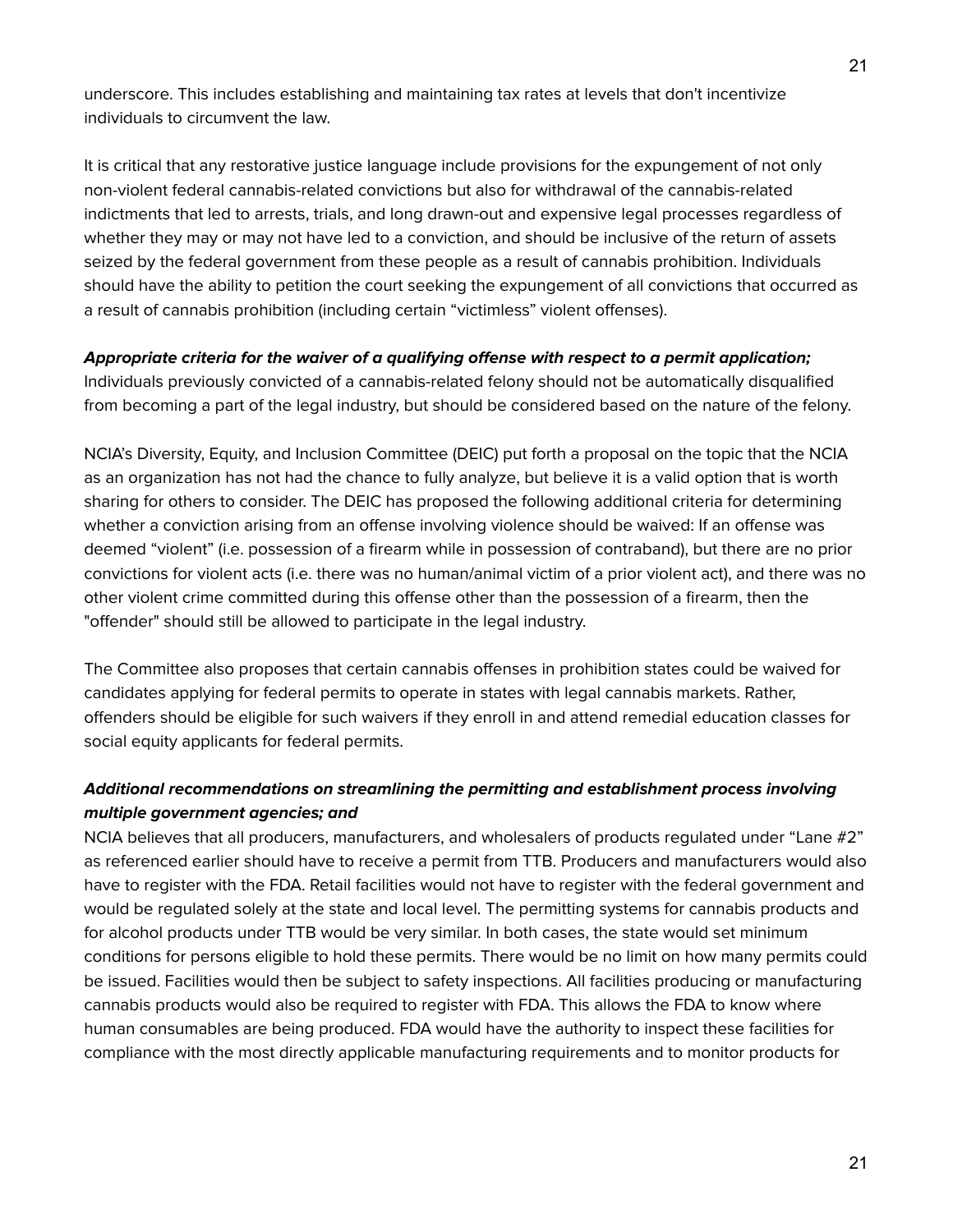underscore. This includes establishing and maintaining tax rates at levels that don't incentivize individuals to circumvent the law.

It is critical that any restorative justice language include provisions for the expungement of not only non-violent federal cannabis-related convictions but also for withdrawal of the cannabis-related indictments that led to arrests, trials, and long drawn-out and expensive legal processes regardless of whether they may or may not have led to a conviction, and should be inclusive of the return of assets seized by the federal government from these people as a result of cannabis prohibition. Individuals should have the ability to petition the court seeking the expungement of all convictions that occurred as a result of cannabis prohibition (including certain "victimless" violent offenses).

***Appropriate criteria for the waiver of a qualifying offense with respect to a permit application;***
Individuals previously convicted of a cannabis-related felony should not be automatically disqualified from becoming a part of the legal industry, but should be considered based on the nature of the felony.

NCIA's Diversity, Equity, and Inclusion Committee (DEIC) put forth a proposal on the topic that the NCIA as an organization has not had the chance to fully analyze, but believe it is a valid option that is worth sharing for others to consider. The DEIC has proposed the following additional criteria for determining whether a conviction arising from an offense involving violence should be waived: If an offense was deemed "violent" (i.e. possession of a firearm while in possession of contraband), but there are no prior convictions for violent acts (i.e. there was no human/animal victim of a prior violent act), and there was no other violent crime committed during this offense other than the possession of a firearm, then the "offender" should still be allowed to participate in the legal industry.

The Committee also proposes that certain cannabis offenses in prohibition states could be waived for candidates applying for federal permits to operate in states with legal cannabis markets. Rather, offenders should be eligible for such waivers if they enroll in and attend remedial education classes for social equity applicants for federal permits.

***Additional recommendations on streamlining the permitting and establishment process involving multiple government agencies; and***
NCIA believes that all producers, manufacturers, and wholesalers of products regulated under "Lane #2" as referenced earlier should have to receive a permit from TTB. Producers and manufacturers would also have to register with the FDA. Retail facilities would not have to register with the federal government and would be regulated solely at the state and local level. The permitting systems for cannabis products and for alcohol products under TTB would be very similar. In both cases, the state would set minimum conditions for persons eligible to hold these permits. There would be no limit on how many permits could be issued. Facilities would then be subject to safety inspections. All facilities producing or manufacturing cannabis products would also be required to register with FDA. This allows the FDA to know where human consumables are being produced. FDA would have the authority to inspect these facilities for compliance with the most directly applicable manufacturing requirements and to monitor products for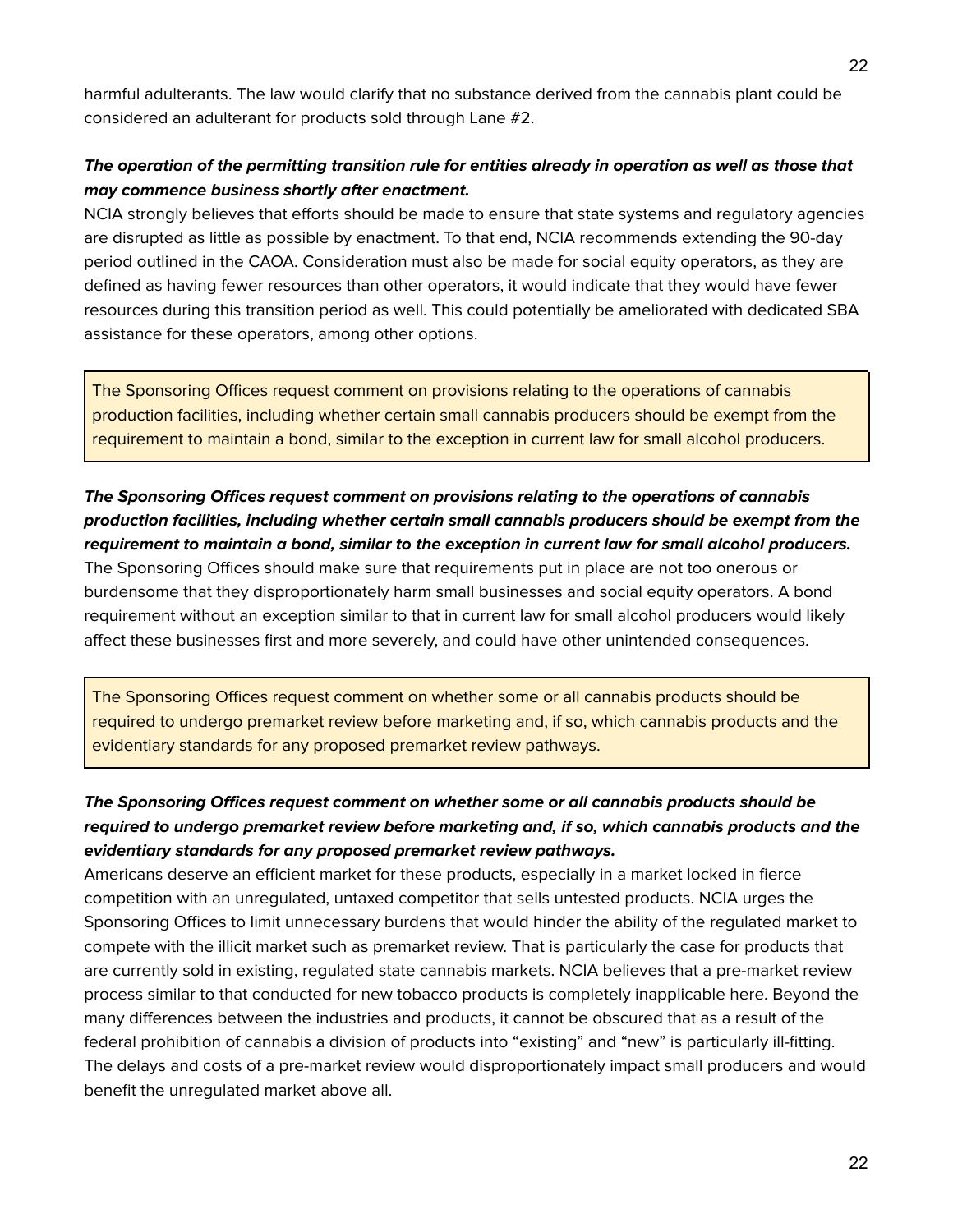harmful adulterants. The law would clarify that no substance derived from the cannabis plant could be considered an adulterant for products sold through Lane #2.

***The operation of the permitting transition rule for entities already in operation as well as those that may commence business shortly after enactment.***

NCIA strongly believes that efforts should be made to ensure that state systems and regulatory agencies are disrupted as little as possible by enactment. To that end, NCIA recommends extending the 90-day period outlined in the CAOA. Consideration must also be made for social equity operators, as they are defined as having fewer resources than other operators, it would indicate that they would have fewer resources during this transition period as well. This could potentially be ameliorated with dedicated SBA assistance for these operators, among other options.

> The Sponsoring Offices request comment on provisions relating to the operations of cannabis production facilities, including whether certain small cannabis producers should be exempt from the requirement to maintain a bond, similar to the exception in current law for small alcohol producers.

***The Sponsoring Offices request comment on provisions relating to the operations of cannabis production facilities, including whether certain small cannabis producers should be exempt from the requirement to maintain a bond, similar to the exception in current law for small alcohol producers.***

The Sponsoring Offices should make sure that requirements put in place are not too onerous or burdensome that they disproportionately harm small businesses and social equity operators. A bond requirement without an exception similar to that in current law for small alcohol producers would likely affect these businesses first and more severely, and could have other unintended consequences.

> The Sponsoring Offices request comment on whether some or all cannabis products should be required to undergo premarket review before marketing and, if so, which cannabis products and the evidentiary standards for any proposed premarket review pathways.

***The Sponsoring Offices request comment on whether some or all cannabis products should be required to undergo premarket review before marketing and, if so, which cannabis products and the evidentiary standards for any proposed premarket review pathways.***

Americans deserve an efficient market for these products, especially in a market locked in fierce competition with an unregulated, untaxed competitor that sells untested products. NCIA urges the Sponsoring Offices to limit unnecessary burdens that would hinder the ability of the regulated market to compete with the illicit market such as premarket review. That is particularly the case for products that are currently sold in existing, regulated state cannabis markets. NCIA believes that a pre-market review process similar to that conducted for new tobacco products is completely inapplicable here. Beyond the many differences between the industries and products, it cannot be obscured that as a result of the federal prohibition of cannabis a division of products into "existing" and "new" is particularly ill-fitting. The delays and costs of a pre-market review would disproportionately impact small producers and would benefit the unregulated market above all.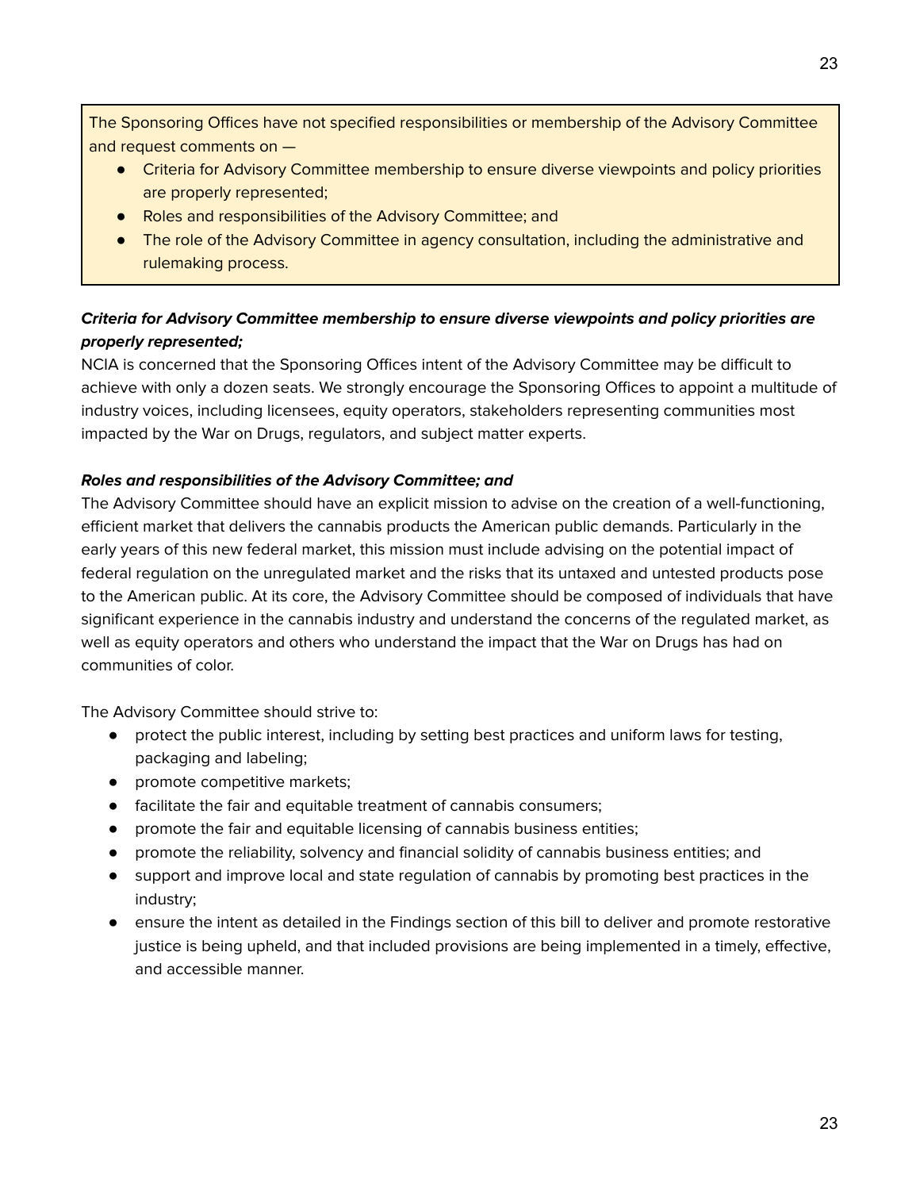> The Sponsoring Offices have not specified responsibilities or membership of the Advisory Committee and request comments on —
> - Criteria for Advisory Committee membership to ensure diverse viewpoints and policy priorities are properly represented;
> - Roles and responsibilities of the Advisory Committee; and
> - The role of the Advisory Committee in agency consultation, including the administrative and rulemaking process.

***Criteria for Advisory Committee membership to ensure diverse viewpoints and policy priorities are properly represented;***

NCIA is concerned that the Sponsoring Offices intent of the Advisory Committee may be difficult to achieve with only a dozen seats. We strongly encourage the Sponsoring Offices to appoint a multitude of industry voices, including licensees, equity operators, stakeholders representing communities most impacted by the War on Drugs, regulators, and subject matter experts.

***Roles and responsibilities of the Advisory Committee; and***

The Advisory Committee should have an explicit mission to advise on the creation of a well-functioning, efficient market that delivers the cannabis products the American public demands. Particularly in the early years of this new federal market, this mission must include advising on the potential impact of federal regulation on the unregulated market and the risks that its untaxed and untested products pose to the American public. At its core, the Advisory Committee should be composed of individuals that have significant experience in the cannabis industry and understand the concerns of the regulated market, as well as equity operators and others who understand the impact that the War on Drugs has had on communities of color.

The Advisory Committee should strive to:

- protect the public interest, including by setting best practices and uniform laws for testing, packaging and labeling;
- promote competitive markets;
- facilitate the fair and equitable treatment of cannabis consumers;
- promote the fair and equitable licensing of cannabis business entities;
- promote the reliability, solvency and financial solidity of cannabis business entities; and
- support and improve local and state regulation of cannabis by promoting best practices in the industry;
- ensure the intent as detailed in the Findings section of this bill to deliver and promote restorative justice is being upheld, and that included provisions are being implemented in a timely, effective, and accessible manner.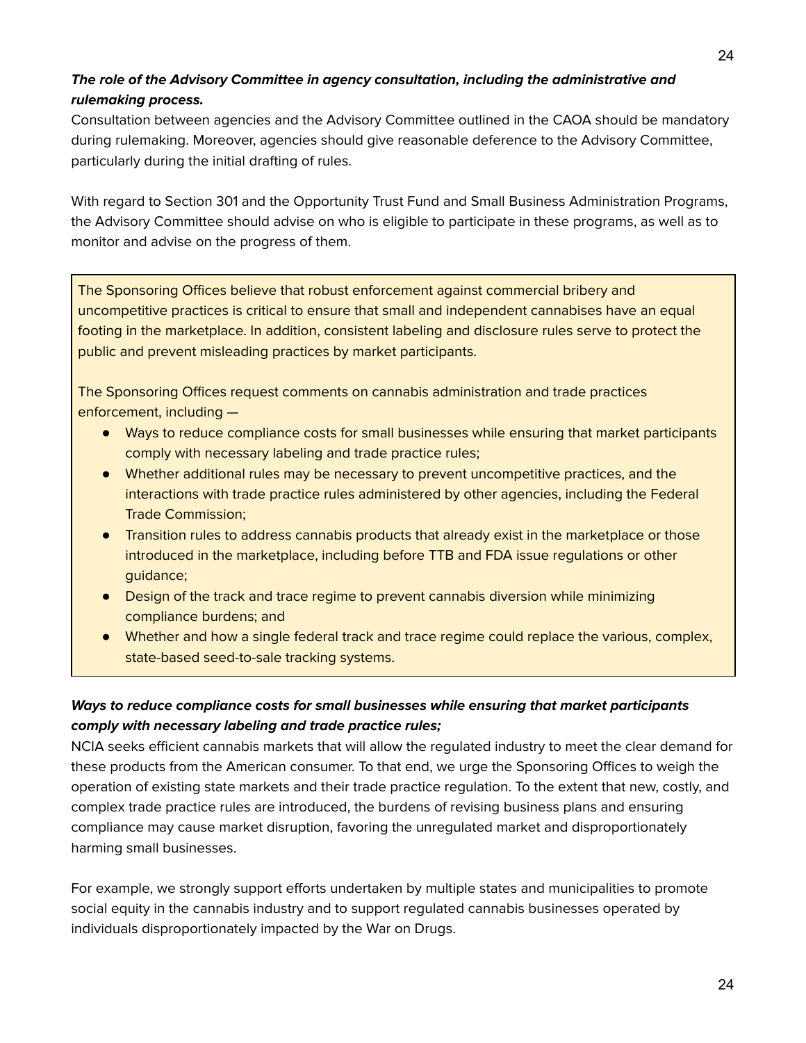***The role of the Advisory Committee in agency consultation, including the administrative and rulemaking process.***

Consultation between agencies and the Advisory Committee outlined in the CAOA should be mandatory during rulemaking. Moreover, agencies should give reasonable deference to the Advisory Committee, particularly during the initial drafting of rules.

With regard to Section 301 and the Opportunity Trust Fund and Small Business Administration Programs, the Advisory Committee should advise on who is eligible to participate in these programs, as well as to monitor and advise on the progress of them.

> The Sponsoring Offices believe that robust enforcement against commercial bribery and uncompetitive practices is critical to ensure that small and independent cannabises have an equal footing in the marketplace. In addition, consistent labeling and disclosure rules serve to protect the public and prevent misleading practices by market participants.
>
> The Sponsoring Offices request comments on cannabis administration and trade practices enforcement, including —
>
> - Ways to reduce compliance costs for small businesses while ensuring that market participants comply with necessary labeling and trade practice rules;
> - Whether additional rules may be necessary to prevent uncompetitive practices, and the interactions with trade practice rules administered by other agencies, including the Federal Trade Commission;
> - Transition rules to address cannabis products that already exist in the marketplace or those introduced in the marketplace, including before TTB and FDA issue regulations or other guidance;
> - Design of the track and trace regime to prevent cannabis diversion while minimizing compliance burdens; and
> - Whether and how a single federal track and trace regime could replace the various, complex, state-based seed-to-sale tracking systems.

***Ways to reduce compliance costs for small businesses while ensuring that market participants comply with necessary labeling and trade practice rules;***

NCIA seeks efficient cannabis markets that will allow the regulated industry to meet the clear demand for these products from the American consumer. To that end, we urge the Sponsoring Offices to weigh the operation of existing state markets and their trade practice regulation. To the extent that new, costly, and complex trade practice rules are introduced, the burdens of revising business plans and ensuring compliance may cause market disruption, favoring the unregulated market and disproportionately harming small businesses.

For example, we strongly support efforts undertaken by multiple states and municipalities to promote social equity in the cannabis industry and to support regulated cannabis businesses operated by individuals disproportionately impacted by the War on Drugs.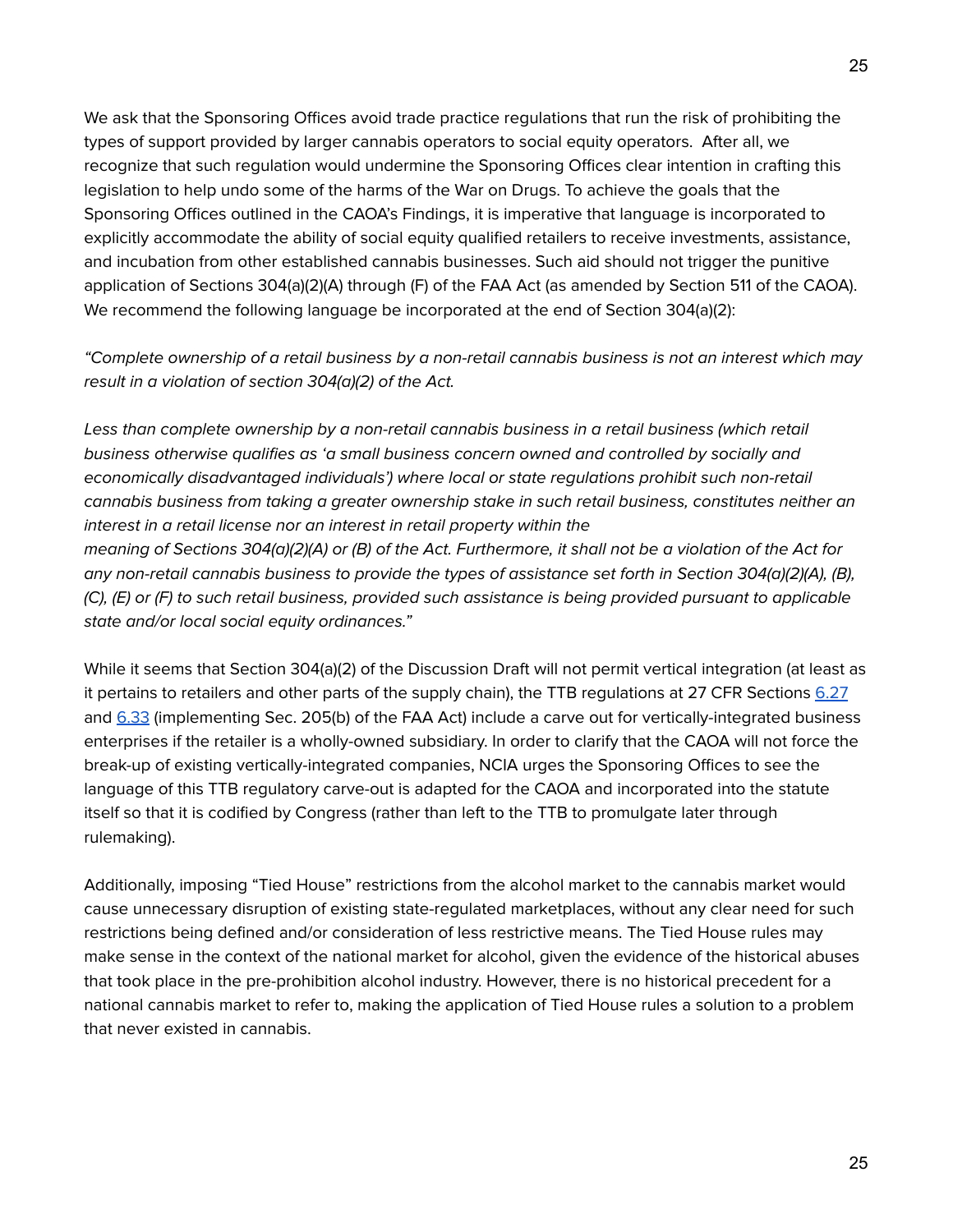We ask that the Sponsoring Offices avoid trade practice regulations that run the risk of prohibiting the types of support provided by larger cannabis operators to social equity operators.  After all, we recognize that such regulation would undermine the Sponsoring Offices clear intention in crafting this legislation to help undo some of the harms of the War on Drugs. To achieve the goals that the Sponsoring Offices outlined in the CAOA's Findings, it is imperative that language is incorporated to explicitly accommodate the ability of social equity qualified retailers to receive investments, assistance, and incubation from other established cannabis businesses. Such aid should not trigger the punitive application of Sections 304(a)(2)(A) through (F) of the FAA Act (as amended by Section 511 of the CAOA). We recommend the following language be incorporated at the end of Section 304(a)(2):

*"Complete ownership of a retail business by a non-retail cannabis business is not an interest which may result in a violation of section 304(a)(2) of the Act.*

*Less than complete ownership by a non-retail cannabis business in a retail business (which retail business otherwise qualifies as 'a small business concern owned and controlled by socially and economically disadvantaged individuals') where local or state regulations prohibit such non-retail cannabis business from taking a greater ownership stake in such retail business, constitutes neither an interest in a retail license nor an interest in retail property within the meaning of Sections 304(a)(2)(A) or (B) of the Act. Furthermore, it shall not be a violation of the Act for any non-retail cannabis business to provide the types of assistance set forth in Section 304(a)(2)(A), (B), (C), (E) or (F) to such retail business, provided such assistance is being provided pursuant to applicable state and/or local social equity ordinances."*

While it seems that Section 304(a)(2) of the Discussion Draft will not permit vertical integration (at least as it pertains to retailers and other parts of the supply chain), the TTB regulations at 27 CFR Sections 6.27 and 6.33 (implementing Sec. 205(b) of the FAA Act) include a carve out for vertically-integrated business enterprises if the retailer is a wholly-owned subsidiary. In order to clarify that the CAOA will not force the break-up of existing vertically-integrated companies, NCIA urges the Sponsoring Offices to see the language of this TTB regulatory carve-out is adapted for the CAOA and incorporated into the statute itself so that it is codified by Congress (rather than left to the TTB to promulgate later through rulemaking).

Additionally, imposing "Tied House" restrictions from the alcohol market to the cannabis market would cause unnecessary disruption of existing state-regulated marketplaces, without any clear need for such restrictions being defined and/or consideration of less restrictive means. The Tied House rules may make sense in the context of the national market for alcohol, given the evidence of the historical abuses that took place in the pre-prohibition alcohol industry. However, there is no historical precedent for a national cannabis market to refer to, making the application of Tied House rules a solution to a problem that never existed in cannabis.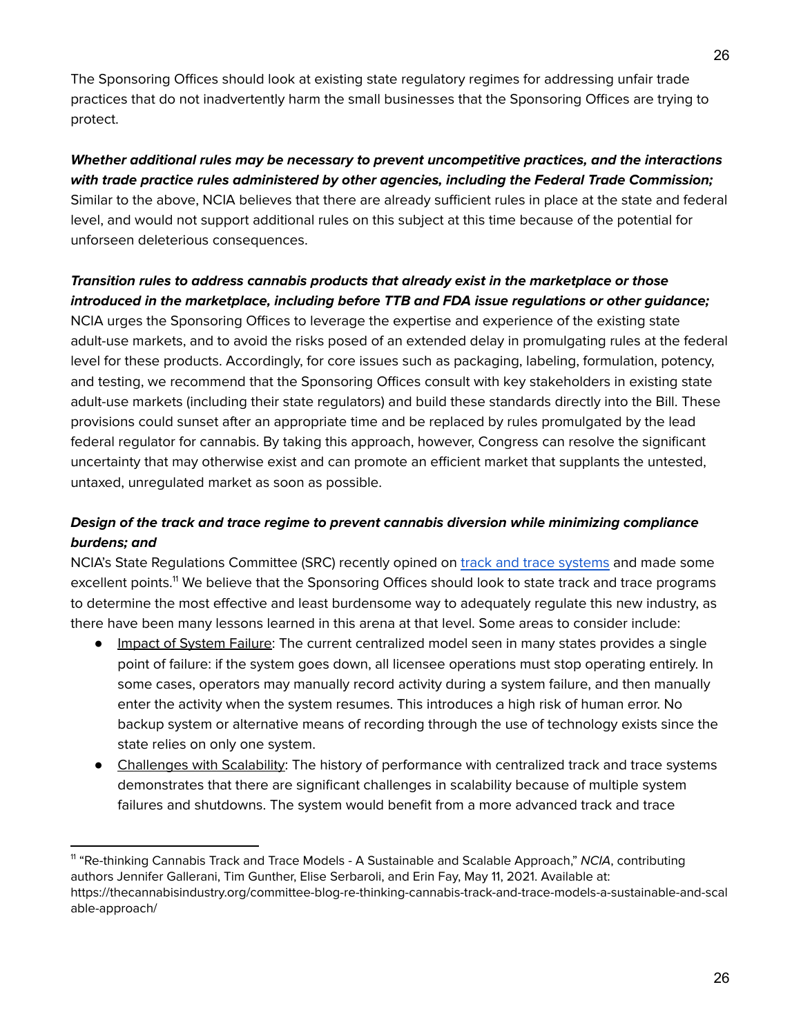The Sponsoring Offices should look at existing state regulatory regimes for addressing unfair trade practices that do not inadvertently harm the small businesses that the Sponsoring Offices are trying to protect.

***Whether additional rules may be necessary to prevent uncompetitive practices, and the interactions with trade practice rules administered by other agencies, including the Federal Trade Commission;***

Similar to the above, NCIA believes that there are already sufficient rules in place at the state and federal level, and would not support additional rules on this subject at this time because of the potential for unforseen deleterious consequences.

***Transition rules to address cannabis products that already exist in the marketplace or those introduced in the marketplace, including before TTB and FDA issue regulations or other guidance;***

NCIA urges the Sponsoring Offices to leverage the expertise and experience of the existing state adult-use markets, and to avoid the risks posed of an extended delay in promulgating rules at the federal level for these products. Accordingly, for core issues such as packaging, labeling, formulation, potency, and testing, we recommend that the Sponsoring Offices consult with key stakeholders in existing state adult-use markets (including their state regulators) and build these standards directly into the Bill. These provisions could sunset after an appropriate time and be replaced by rules promulgated by the lead federal regulator for cannabis. By taking this approach, however, Congress can resolve the significant uncertainty that may otherwise exist and can promote an efficient market that supplants the untested, untaxed, unregulated market as soon as possible.

***Design of the track and trace regime to prevent cannabis diversion while minimizing compliance burdens; and***

NCIA's State Regulations Committee (SRC) recently opined on track and trace systems and made some excellent points.[11] We believe that the Sponsoring Offices should look to state track and trace programs to determine the most effective and least burdensome way to adequately regulate this new industry, as there have been many lessons learned in this arena at that level. Some areas to consider include:

- Impact of System Failure: The current centralized model seen in many states provides a single point of failure: if the system goes down, all licensee operations must stop operating entirely. In some cases, operators may manually record activity during a system failure, and then manually enter the activity when the system resumes. This introduces a high risk of human error. No backup system or alternative means of recording through the use of technology exists since the state relies on only one system.
- Challenges with Scalability: The history of performance with centralized track and trace systems demonstrates that there are significant challenges in scalability because of multiple system failures and shutdowns. The system would benefit from a more advanced track and trace

[11] "Re-thinking Cannabis Track and Trace Models - A Sustainable and Scalable Approach," *NCIA*, contributing authors Jennifer Gallerani, Tim Gunther, Elise Serbaroli, and Erin Fay, May 11, 2021. Available at: https://thecannabisindustry.org/committee-blog-re-thinking-cannabis-track-and-trace-models-a-sustainable-and-scalable-approach/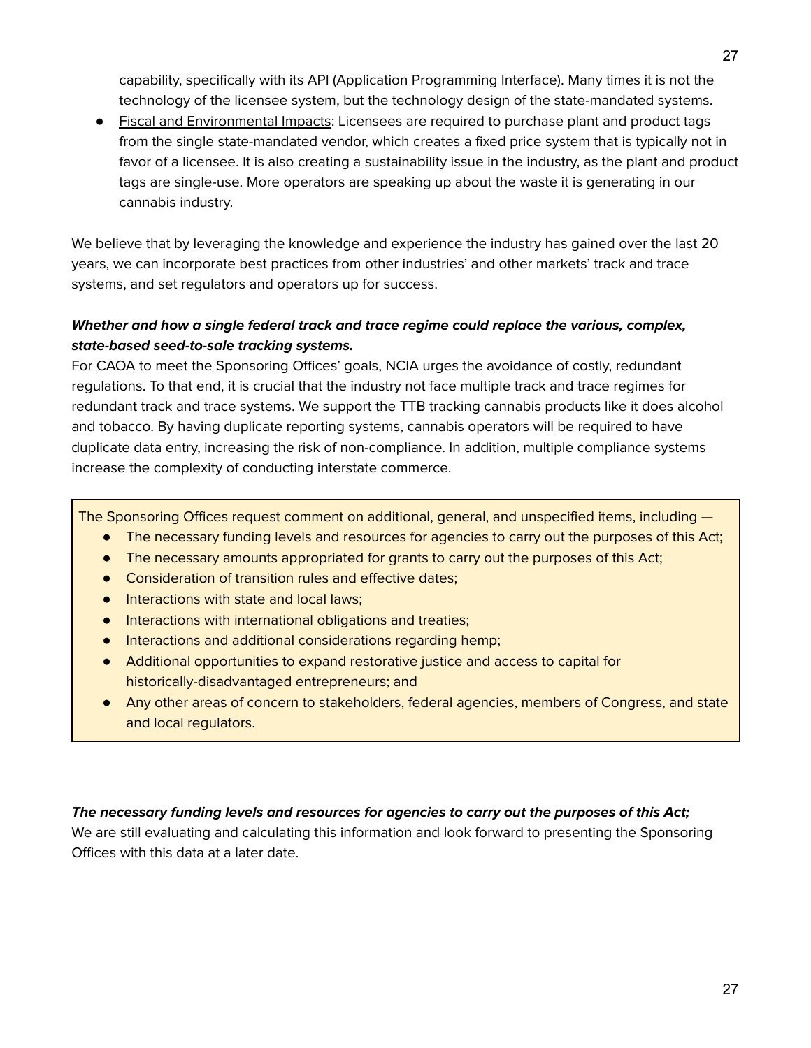capability, specifically with its API (Application Programming Interface). Many times it is not the technology of the licensee system, but the technology design of the state-mandated systems.

- Fiscal and Environmental Impacts: Licensees are required to purchase plant and product tags from the single state-mandated vendor, which creates a fixed price system that is typically not in favor of a licensee. It is also creating a sustainability issue in the industry, as the plant and product tags are single-use. More operators are speaking up about the waste it is generating in our cannabis industry.

We believe that by leveraging the knowledge and experience the industry has gained over the last 20 years, we can incorporate best practices from other industries' and other markets' track and trace systems, and set regulators and operators up for success.

***Whether and how a single federal track and trace regime could replace the various, complex, state-based seed-to-sale tracking systems.***

For CAOA to meet the Sponsoring Offices' goals, NCIA urges the avoidance of costly, redundant regulations. To that end, it is crucial that the industry not face multiple track and trace regimes for redundant track and trace systems. We support the TTB tracking cannabis products like it does alcohol and tobacco. By having duplicate reporting systems, cannabis operators will be required to have duplicate data entry, increasing the risk of non-compliance. In addition, multiple compliance systems increase the complexity of conducting interstate commerce.

The Sponsoring Offices request comment on additional, general, and unspecified items, including —

- The necessary funding levels and resources for agencies to carry out the purposes of this Act;
- The necessary amounts appropriated for grants to carry out the purposes of this Act;
- Consideration of transition rules and effective dates;
- Interactions with state and local laws;
- Interactions with international obligations and treaties;
- Interactions and additional considerations regarding hemp;
- Additional opportunities to expand restorative justice and access to capital for historically-disadvantaged entrepreneurs; and
- Any other areas of concern to stakeholders, federal agencies, members of Congress, and state and local regulators.

***The necessary funding levels and resources for agencies to carry out the purposes of this Act;***

We are still evaluating and calculating this information and look forward to presenting the Sponsoring Offices with this data at a later date.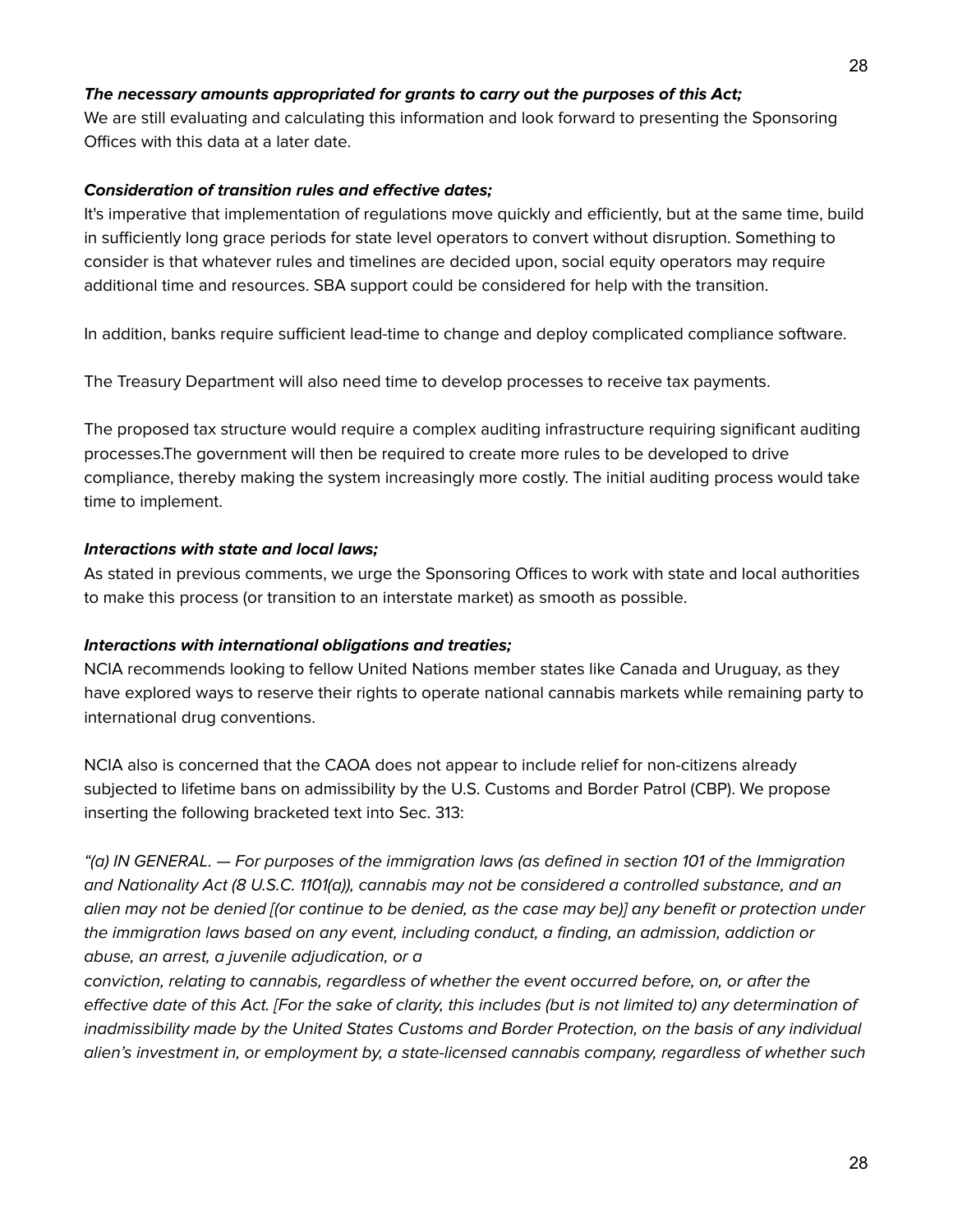***The necessary amounts appropriated for grants to carry out the purposes of this Act;***
We are still evaluating and calculating this information and look forward to presenting the Sponsoring Offices with this data at a later date.

***Consideration of transition rules and effective dates;***
It's imperative that implementation of regulations move quickly and efficiently, but at the same time, build in sufficiently long grace periods for state level operators to convert without disruption. Something to consider is that whatever rules and timelines are decided upon, social equity operators may require additional time and resources. SBA support could be considered for help with the transition.

In addition, banks require sufficient lead-time to change and deploy complicated compliance software.

The Treasury Department will also need time to develop processes to receive tax payments.

The proposed tax structure would require a complex auditing infrastructure requiring significant auditing processes.The government will then be required to create more rules to be developed to drive compliance, thereby making the system increasingly more costly. The initial auditing process would take time to implement.

***Interactions with state and local laws;***
As stated in previous comments, we urge the Sponsoring Offices to work with state and local authorities to make this process (or transition to an interstate market) as smooth as possible.

***Interactions with international obligations and treaties;***
NCIA recommends looking to fellow United Nations member states like Canada and Uruguay, as they have explored ways to reserve their rights to operate national cannabis markets while remaining party to international drug conventions.

NCIA also is concerned that the CAOA does not appear to include relief for non-citizens already subjected to lifetime bans on admissibility by the U.S. Customs and Border Patrol (CBP). We propose inserting the following bracketed text into Sec. 313:

*"(a) IN GENERAL. — For purposes of the immigration laws (as defined in section 101 of the Immigration and Nationality Act (8 U.S.C. 1101(a)), cannabis may not be considered a controlled substance, and an alien may not be denied [(or continue to be denied, as the case may be)] any benefit or protection under the immigration laws based on any event, including conduct, a finding, an admission, addiction or abuse, an arrest, a juvenile adjudication, or a conviction, relating to cannabis, regardless of whether the event occurred before, on, or after the effective date of this Act. [For the sake of clarity, this includes (but is not limited to) any determination of inadmissibility made by the United States Customs and Border Protection, on the basis of any individual alien's investment in, or employment by, a state-licensed cannabis company, regardless of whether such*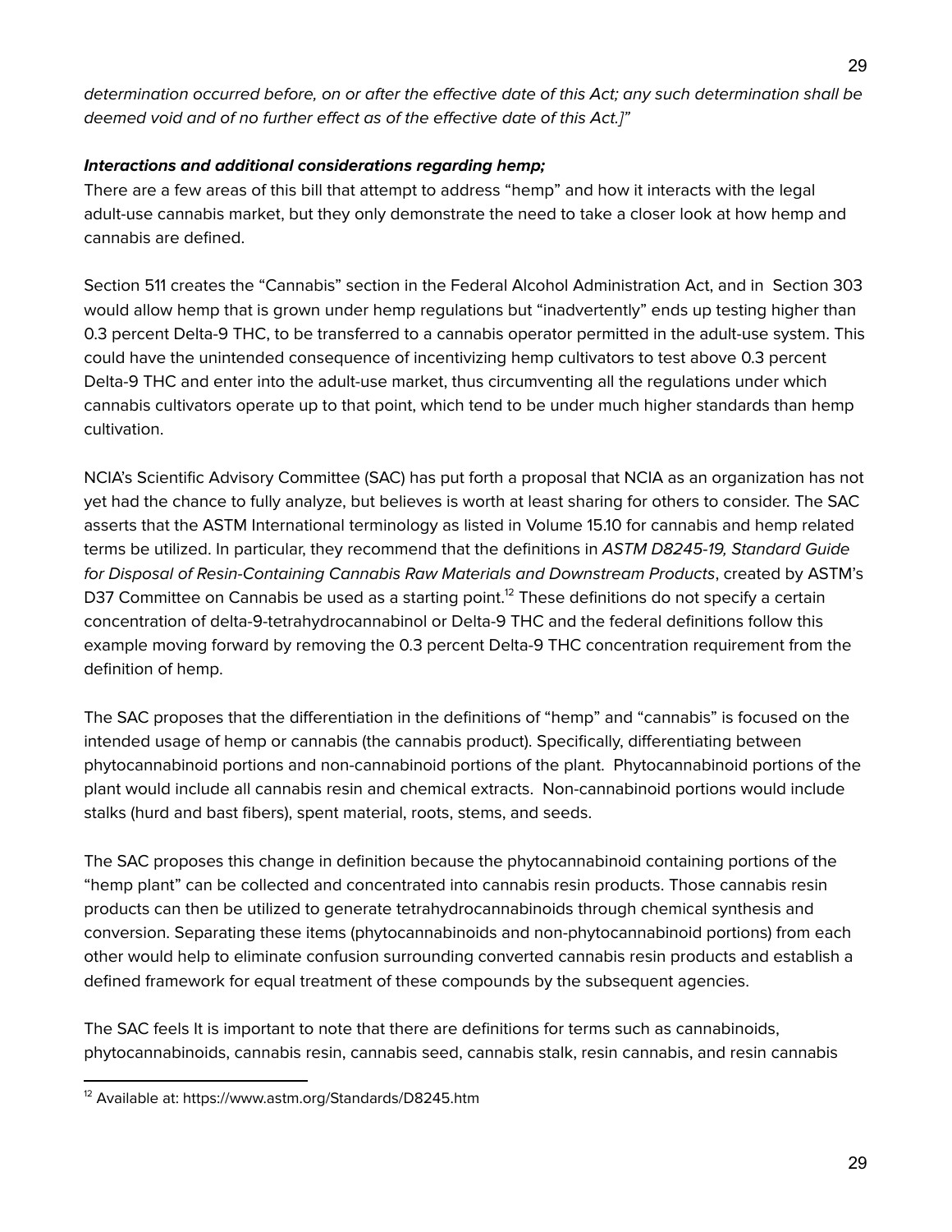*determination occurred before, on or after the effective date of this Act; any such determination shall be deemed void and of no further effect as of the effective date of this Act.]"*

***Interactions and additional considerations regarding hemp;***

There are a few areas of this bill that attempt to address "hemp" and how it interacts with the legal adult-use cannabis market, but they only demonstrate the need to take a closer look at how hemp and cannabis are defined.

Section 511 creates the "Cannabis" section in the Federal Alcohol Administration Act, and in Section 303 would allow hemp that is grown under hemp regulations but "inadvertently" ends up testing higher than 0.3 percent Delta-9 THC, to be transferred to a cannabis operator permitted in the adult-use system. This could have the unintended consequence of incentivizing hemp cultivators to test above 0.3 percent Delta-9 THC and enter into the adult-use market, thus circumventing all the regulations under which cannabis cultivators operate up to that point, which tend to be under much higher standards than hemp cultivation.

NCIA's Scientific Advisory Committee (SAC) has put forth a proposal that NCIA as an organization has not yet had the chance to fully analyze, but believes is worth at least sharing for others to consider. The SAC asserts that the ASTM International terminology as listed in Volume 15.10 for cannabis and hemp related terms be utilized. In particular, they recommend that the definitions in *ASTM D8245-19, Standard Guide for Disposal of Resin-Containing Cannabis Raw Materials and Downstream Products*, created by ASTM's D37 Committee on Cannabis be used as a starting point.[12] These definitions do not specify a certain concentration of delta-9-tetrahydrocannabinol or Delta-9 THC and the federal definitions follow this example moving forward by removing the 0.3 percent Delta-9 THC concentration requirement from the definition of hemp.

The SAC proposes that the differentiation in the definitions of "hemp" and "cannabis" is focused on the intended usage of hemp or cannabis (the cannabis product). Specifically, differentiating between phytocannabinoid portions and non-cannabinoid portions of the plant. Phytocannabinoid portions of the plant would include all cannabis resin and chemical extracts. Non-cannabinoid portions would include stalks (hurd and bast fibers), spent material, roots, stems, and seeds.

The SAC proposes this change in definition because the phytocannabinoid containing portions of the "hemp plant" can be collected and concentrated into cannabis resin products. Those cannabis resin products can then be utilized to generate tetrahydrocannabinoids through chemical synthesis and conversion. Separating these items (phytocannabinoids and non-phytocannabinoid portions) from each other would help to eliminate confusion surrounding converted cannabis resin products and establish a defined framework for equal treatment of these compounds by the subsequent agencies.

The SAC feels It is important to note that there are definitions for terms such as cannabinoids, phytocannabinoids, cannabis resin, cannabis seed, cannabis stalk, resin cannabis, and resin cannabis

[12] Available at: https://www.astm.org/Standards/D8245.htm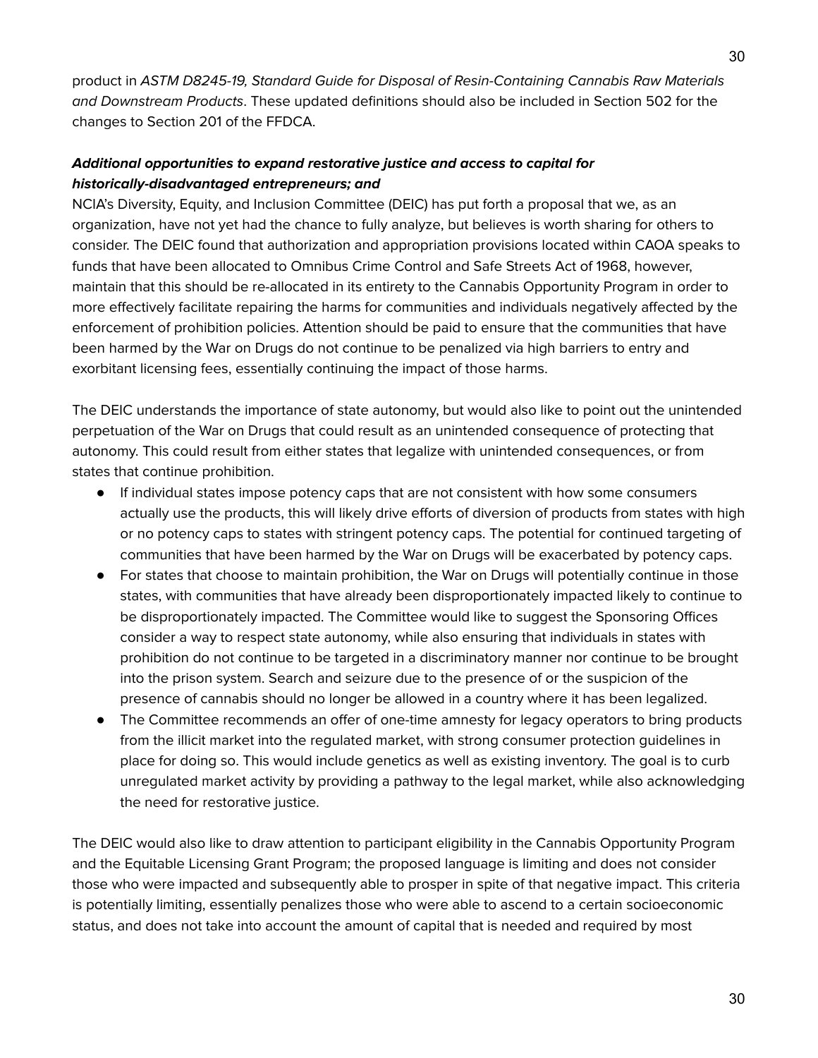product in *ASTM D8245-19, Standard Guide for Disposal of Resin-Containing Cannabis Raw Materials and Downstream Products*. These updated definitions should also be included in Section 502 for the changes to Section 201 of the FFDCA.

***Additional opportunities to expand restorative justice and access to capital for historically-disadvantaged entrepreneurs; and***

NCIA's Diversity, Equity, and Inclusion Committee (DEIC) has put forth a proposal that we, as an organization, have not yet had the chance to fully analyze, but believes is worth sharing for others to consider. The DEIC found that authorization and appropriation provisions located within CAOA speaks to funds that have been allocated to Omnibus Crime Control and Safe Streets Act of 1968, however, maintain that this should be re-allocated in its entirety to the Cannabis Opportunity Program in order to more effectively facilitate repairing the harms for communities and individuals negatively affected by the enforcement of prohibition policies. Attention should be paid to ensure that the communities that have been harmed by the War on Drugs do not continue to be penalized via high barriers to entry and exorbitant licensing fees, essentially continuing the impact of those harms.

The DEIC understands the importance of state autonomy, but would also like to point out the unintended perpetuation of the War on Drugs that could result as an unintended consequence of protecting that autonomy. This could result from either states that legalize with unintended consequences, or from states that continue prohibition.

- If individual states impose potency caps that are not consistent with how some consumers actually use the products, this will likely drive efforts of diversion of products from states with high or no potency caps to states with stringent potency caps. The potential for continued targeting of communities that have been harmed by the War on Drugs will be exacerbated by potency caps.
- For states that choose to maintain prohibition, the War on Drugs will potentially continue in those states, with communities that have already been disproportionately impacted likely to continue to be disproportionately impacted. The Committee would like to suggest the Sponsoring Offices consider a way to respect state autonomy, while also ensuring that individuals in states with prohibition do not continue to be targeted in a discriminatory manner nor continue to be brought into the prison system. Search and seizure due to the presence of or the suspicion of the presence of cannabis should no longer be allowed in a country where it has been legalized.
- The Committee recommends an offer of one-time amnesty for legacy operators to bring products from the illicit market into the regulated market, with strong consumer protection guidelines in place for doing so. This would include genetics as well as existing inventory. The goal is to curb unregulated market activity by providing a pathway to the legal market, while also acknowledging the need for restorative justice.

The DEIC would also like to draw attention to participant eligibility in the Cannabis Opportunity Program and the Equitable Licensing Grant Program; the proposed language is limiting and does not consider those who were impacted and subsequently able to prosper in spite of that negative impact. This criteria is potentially limiting, essentially penalizes those who were able to ascend to a certain socioeconomic status, and does not take into account the amount of capital that is needed and required by most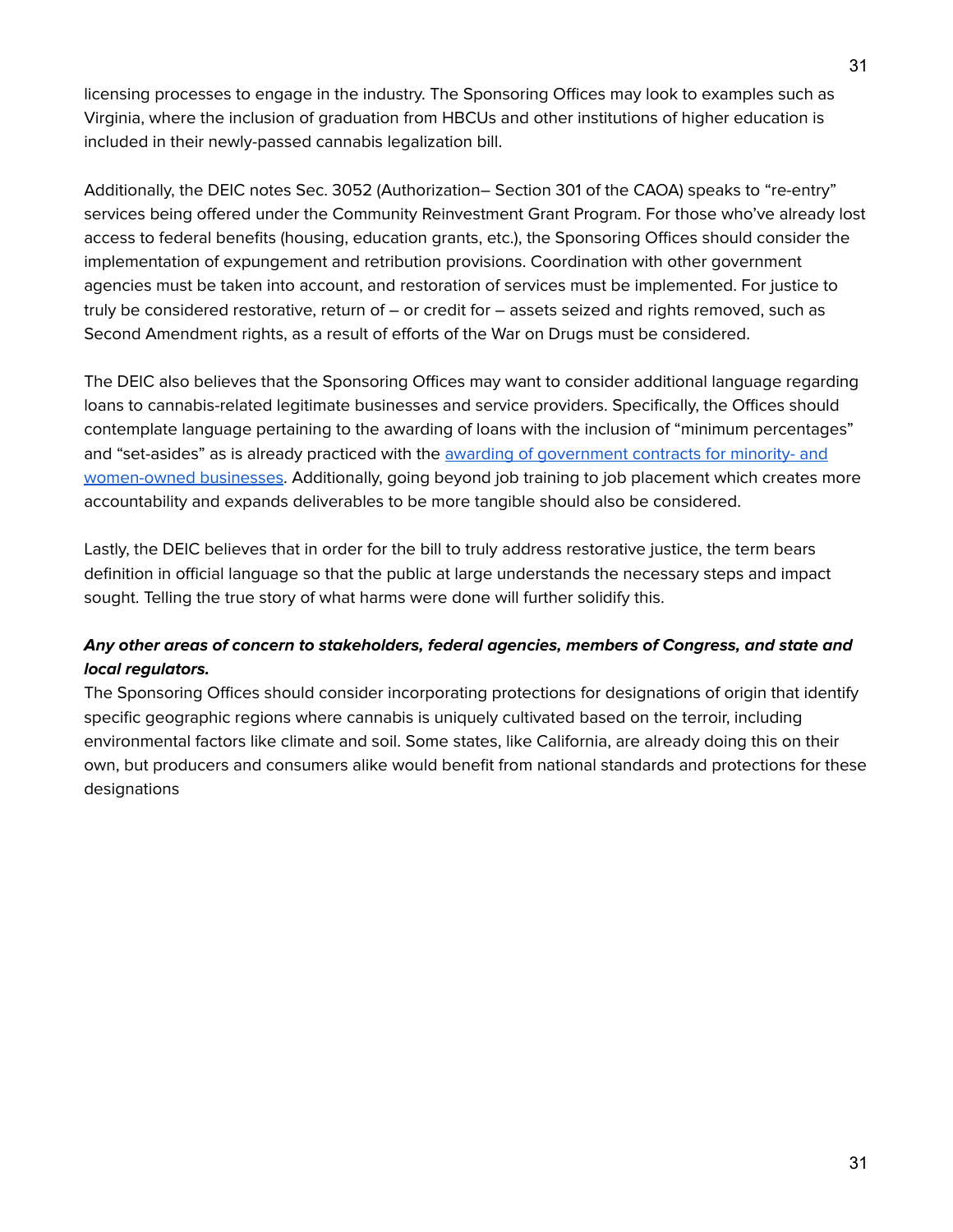licensing processes to engage in the industry. The Sponsoring Offices may look to examples such as Virginia, where the inclusion of graduation from HBCUs and other institutions of higher education is included in their newly-passed cannabis legalization bill.

Additionally, the DEIC notes Sec. 3052 (Authorization– Section 301 of the CAOA) speaks to "re-entry" services being offered under the Community Reinvestment Grant Program. For those who've already lost access to federal benefits (housing, education grants, etc.), the Sponsoring Offices should consider the implementation of expungement and retribution provisions. Coordination with other government agencies must be taken into account, and restoration of services must be implemented. For justice to truly be considered restorative, return of – or credit for – assets seized and rights removed, such as Second Amendment rights, as a result of efforts of the War on Drugs must be considered.

The DEIC also believes that the Sponsoring Offices may want to consider additional language regarding loans to cannabis-related legitimate businesses and service providers. Specifically, the Offices should contemplate language pertaining to the awarding of loans with the inclusion of "minimum percentages" and "set-asides" as is already practiced with the [awarding of government contracts for minority- and women-owned businesses](). Additionally, going beyond job training to job placement which creates more accountability and expands deliverables to be more tangible should also be considered.

Lastly, the DEIC believes that in order for the bill to truly address restorative justice, the term bears definition in official language so that the public at large understands the necessary steps and impact sought. Telling the true story of what harms were done will further solidify this.

***Any other areas of concern to stakeholders, federal agencies, members of Congress, and state and local regulators.***

The Sponsoring Offices should consider incorporating protections for designations of origin that identify specific geographic regions where cannabis is uniquely cultivated based on the terroir, including environmental factors like climate and soil. Some states, like California, are already doing this on their own, but producers and consumers alike would benefit from national standards and protections for these designations